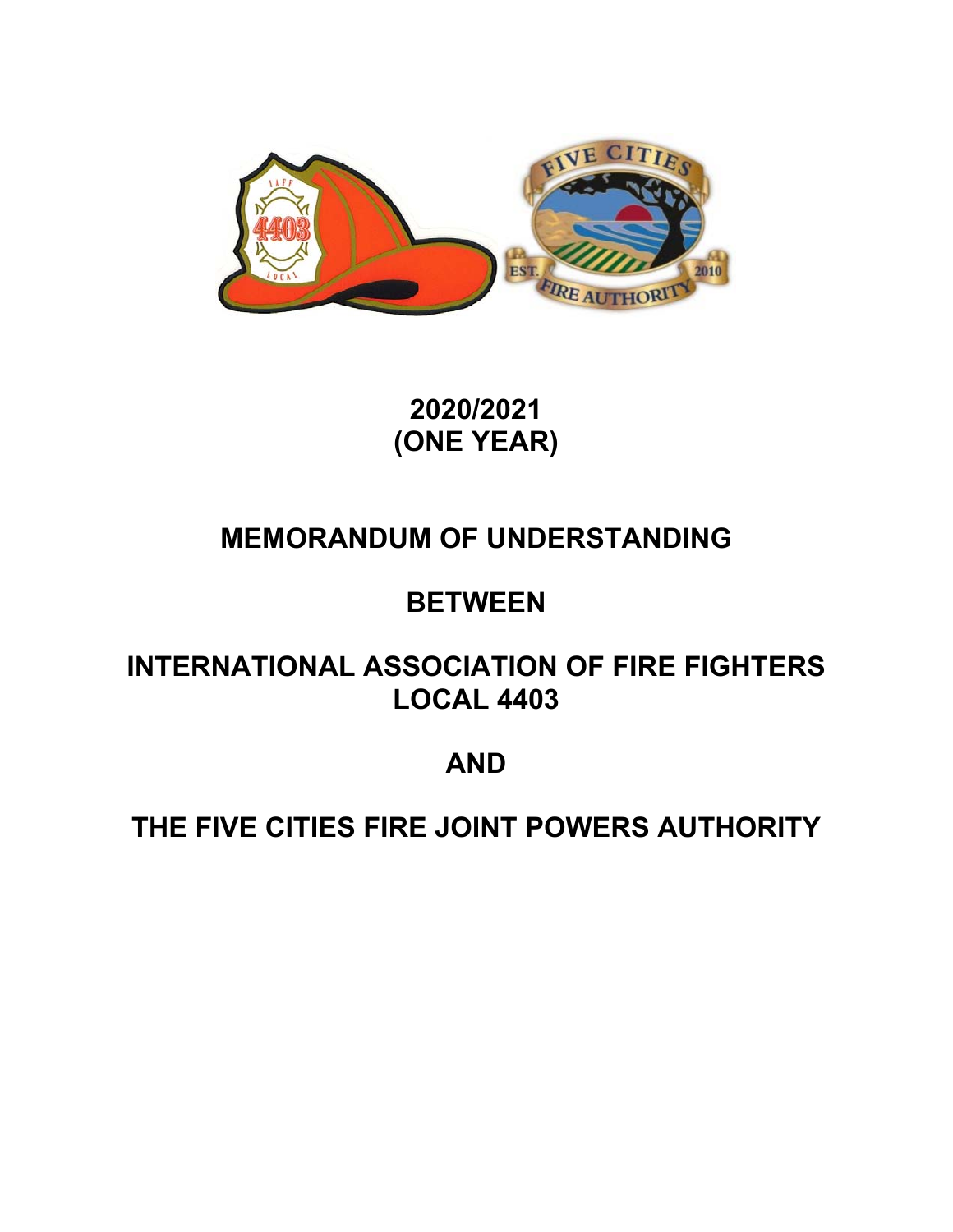# 2020/2021
# (ONE YEAR)

# MEMORANDUM OF UNDERSTANDING

# BETWEEN

# INTERNATIONAL ASSOCIATION OF FIRE FIGHTERS LOCAL 4403

# AND

# THE FIVE CITIES FIRE JOINT POWERS AUTHORITY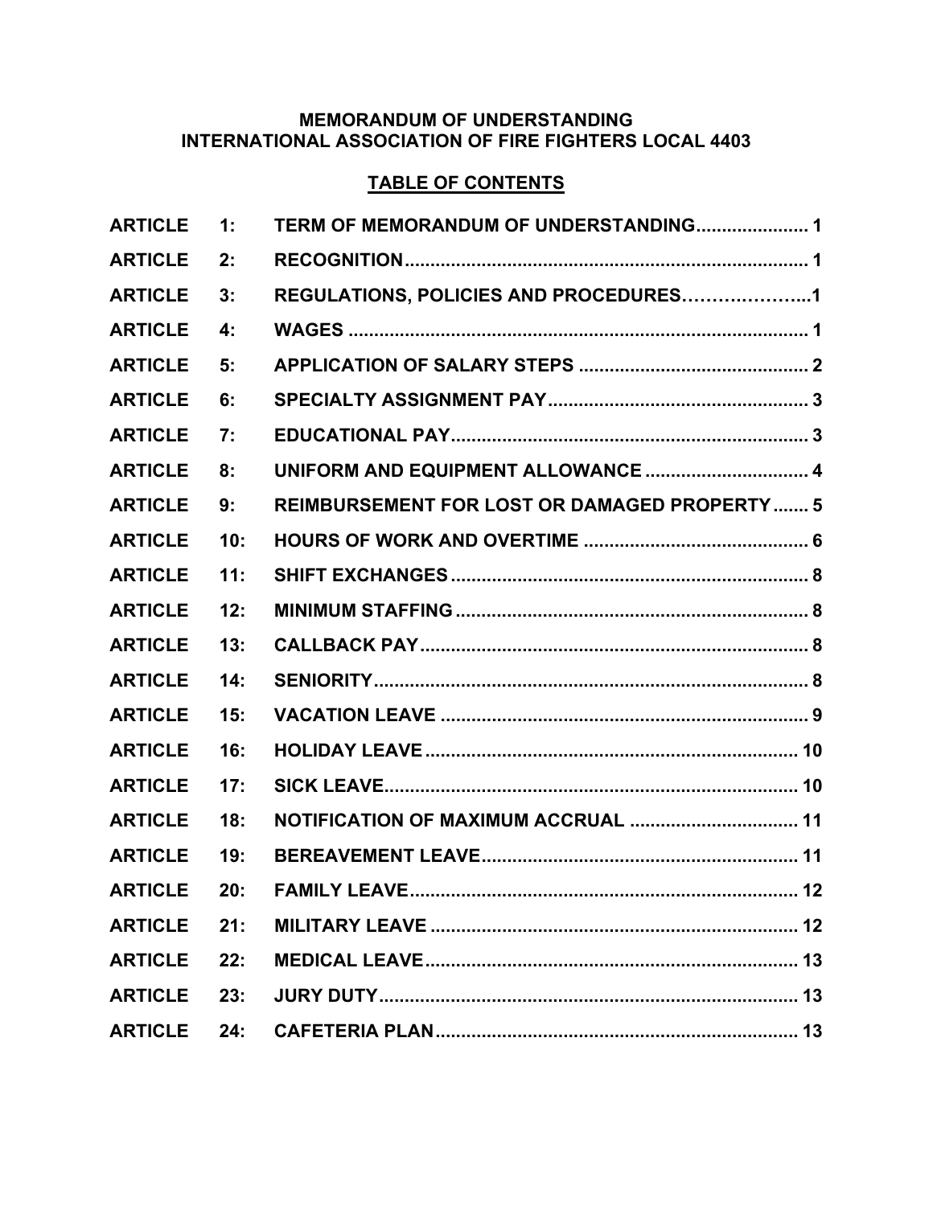**MEMORANDUM OF UNDERSTANDING**
**INTERNATIONAL ASSOCIATION OF FIRE FIGHTERS LOCAL 4403**

**TABLE OF CONTENTS**

| | | | |
|---|---|---|---|
| ARTICLE | 1: | TERM OF MEMORANDUM OF UNDERSTANDING | 1 |
| ARTICLE | 2: | RECOGNITION | 1 |
| ARTICLE | 3: | REGULATIONS, POLICIES AND PROCEDURES | 1 |
| ARTICLE | 4: | WAGES | 1 |
| ARTICLE | 5: | APPLICATION OF SALARY STEPS | 2 |
| ARTICLE | 6: | SPECIALTY ASSIGNMENT PAY | 3 |
| ARTICLE | 7: | EDUCATIONAL PAY | 3 |
| ARTICLE | 8: | UNIFORM AND EQUIPMENT ALLOWANCE | 4 |
| ARTICLE | 9: | REIMBURSEMENT FOR LOST OR DAMAGED PROPERTY | 5 |
| ARTICLE | 10: | HOURS OF WORK AND OVERTIME | 6 |
| ARTICLE | 11: | SHIFT EXCHANGES | 8 |
| ARTICLE | 12: | MINIMUM STAFFING | 8 |
| ARTICLE | 13: | CALLBACK PAY | 8 |
| ARTICLE | 14: | SENIORITY | 8 |
| ARTICLE | 15: | VACATION LEAVE | 9 |
| ARTICLE | 16: | HOLIDAY LEAVE | 10 |
| ARTICLE | 17: | SICK LEAVE | 10 |
| ARTICLE | 18: | NOTIFICATION OF MAXIMUM ACCRUAL | 11 |
| ARTICLE | 19: | BEREAVEMENT LEAVE | 11 |
| ARTICLE | 20: | FAMILY LEAVE | 12 |
| ARTICLE | 21: | MILITARY LEAVE | 12 |
| ARTICLE | 22: | MEDICAL LEAVE | 13 |
| ARTICLE | 23: | JURY DUTY | 13 |
| ARTICLE | 24: | CAFETERIA PLAN | 13 |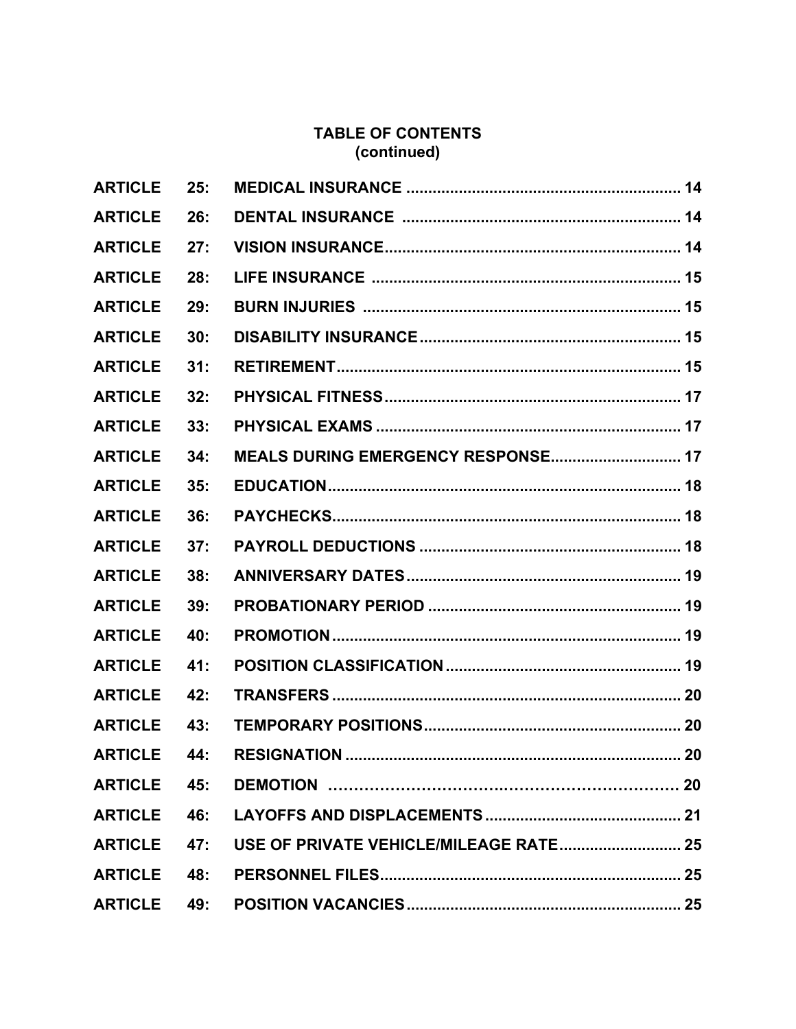## TABLE OF CONTENTS
## (continued)

| | | | |
|---|---|---|---|
| ARTICLE | 25: | MEDICAL INSURANCE | 14 |
| ARTICLE | 26: | DENTAL INSURANCE | 14 |
| ARTICLE | 27: | VISION INSURANCE | 14 |
| ARTICLE | 28: | LIFE INSURANCE | 15 |
| ARTICLE | 29: | BURN INJURIES | 15 |
| ARTICLE | 30: | DISABILITY INSURANCE | 15 |
| ARTICLE | 31: | RETIREMENT | 15 |
| ARTICLE | 32: | PHYSICAL FITNESS | 17 |
| ARTICLE | 33: | PHYSICAL EXAMS | 17 |
| ARTICLE | 34: | MEALS DURING EMERGENCY RESPONSE | 17 |
| ARTICLE | 35: | EDUCATION | 18 |
| ARTICLE | 36: | PAYCHECKS | 18 |
| ARTICLE | 37: | PAYROLL DEDUCTIONS | 18 |
| ARTICLE | 38: | ANNIVERSARY DATES | 19 |
| ARTICLE | 39: | PROBATIONARY PERIOD | 19 |
| ARTICLE | 40: | PROMOTION | 19 |
| ARTICLE | 41: | POSITION CLASSIFICATION | 19 |
| ARTICLE | 42: | TRANSFERS | 20 |
| ARTICLE | 43: | TEMPORARY POSITIONS | 20 |
| ARTICLE | 44: | RESIGNATION | 20 |
| ARTICLE | 45: | DEMOTION | 20 |
| ARTICLE | 46: | LAYOFFS AND DISPLACEMENTS | 21 |
| ARTICLE | 47: | USE OF PRIVATE VEHICLE/MILEAGE RATE | 25 |
| ARTICLE | 48: | PERSONNEL FILES | 25 |
| ARTICLE | 49: | POSITION VACANCIES | 25 |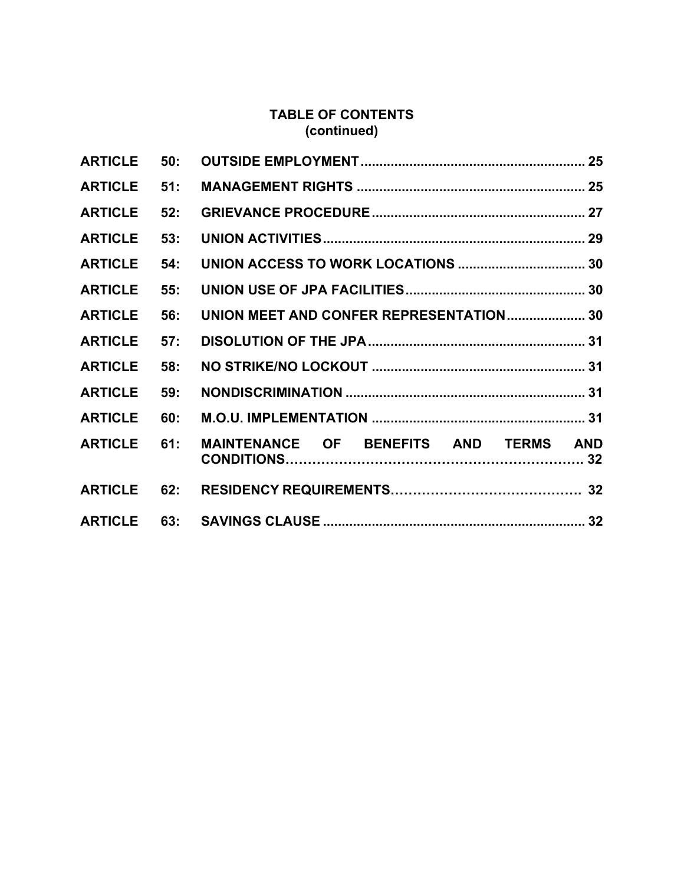# TABLE OF CONTENTS
## (continued)

| | | | |
|---|---|---|---|
| **ARTICLE** | **50:** | **OUTSIDE EMPLOYMENT** | **25** |
| **ARTICLE** | **51:** | **MANAGEMENT RIGHTS** | **25** |
| **ARTICLE** | **52:** | **GRIEVANCE PROCEDURE** | **27** |
| **ARTICLE** | **53:** | **UNION ACTIVITIES** | **29** |
| **ARTICLE** | **54:** | **UNION ACCESS TO WORK LOCATIONS** | **30** |
| **ARTICLE** | **55:** | **UNION USE OF JPA FACILITIES** | **30** |
| **ARTICLE** | **56:** | **UNION MEET AND CONFER REPRESENTATION** | **30** |
| **ARTICLE** | **57:** | **DISOLUTION OF THE JPA** | **31** |
| **ARTICLE** | **58:** | **NO STRIKE/NO LOCKOUT** | **31** |
| **ARTICLE** | **59:** | **NONDISCRIMINATION** | **31** |
| **ARTICLE** | **60:** | **M.O.U. IMPLEMENTATION** | **31** |
| **ARTICLE** | **61:** | **MAINTENANCE OF BENEFITS AND TERMS AND CONDITIONS** | **32** |
| **ARTICLE** | **62:** | **RESIDENCY REQUIREMENTS** | **32** |
| **ARTICLE** | **63:** | **SAVINGS CLAUSE** | **32** |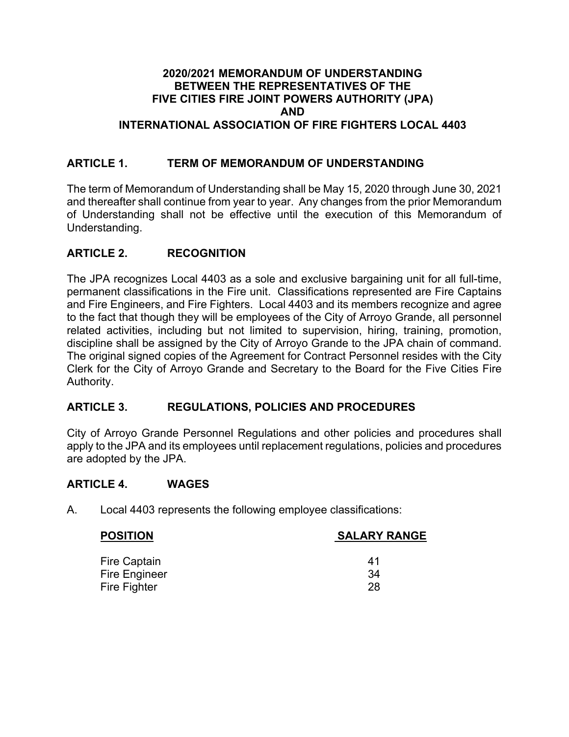# 2020/2021 MEMORANDUM OF UNDERSTANDING BETWEEN THE REPRESENTATIVES OF THE FIVE CITIES FIRE JOINT POWERS AUTHORITY (JPA) AND INTERNATIONAL ASSOCIATION OF FIRE FIGHTERS LOCAL 4403

## ARTICLE 1. TERM OF MEMORANDUM OF UNDERSTANDING

The term of Memorandum of Understanding shall be May 15, 2020 through June 30, 2021 and thereafter shall continue from year to year. Any changes from the prior Memorandum of Understanding shall not be effective until the execution of this Memorandum of Understanding.

## ARTICLE 2. RECOGNITION

The JPA recognizes Local 4403 as a sole and exclusive bargaining unit for all full-time, permanent classifications in the Fire unit. Classifications represented are Fire Captains and Fire Engineers, and Fire Fighters. Local 4403 and its members recognize and agree to the fact that though they will be employees of the City of Arroyo Grande, all personnel related activities, including but not limited to supervision, hiring, training, promotion, discipline shall be assigned by the City of Arroyo Grande to the JPA chain of command. The original signed copies of the Agreement for Contract Personnel resides with the City Clerk for the City of Arroyo Grande and Secretary to the Board for the Five Cities Fire Authority.

## ARTICLE 3. REGULATIONS, POLICIES AND PROCEDURES

City of Arroyo Grande Personnel Regulations and other policies and procedures shall apply to the JPA and its employees until replacement regulations, policies and procedures are adopted by the JPA.

## ARTICLE 4. WAGES

A. Local 4403 represents the following employee classifications:

| POSITION | SALARY RANGE |
|---|---|
| Fire Captain | 41 |
| Fire Engineer | 34 |
| Fire Fighter | 28 |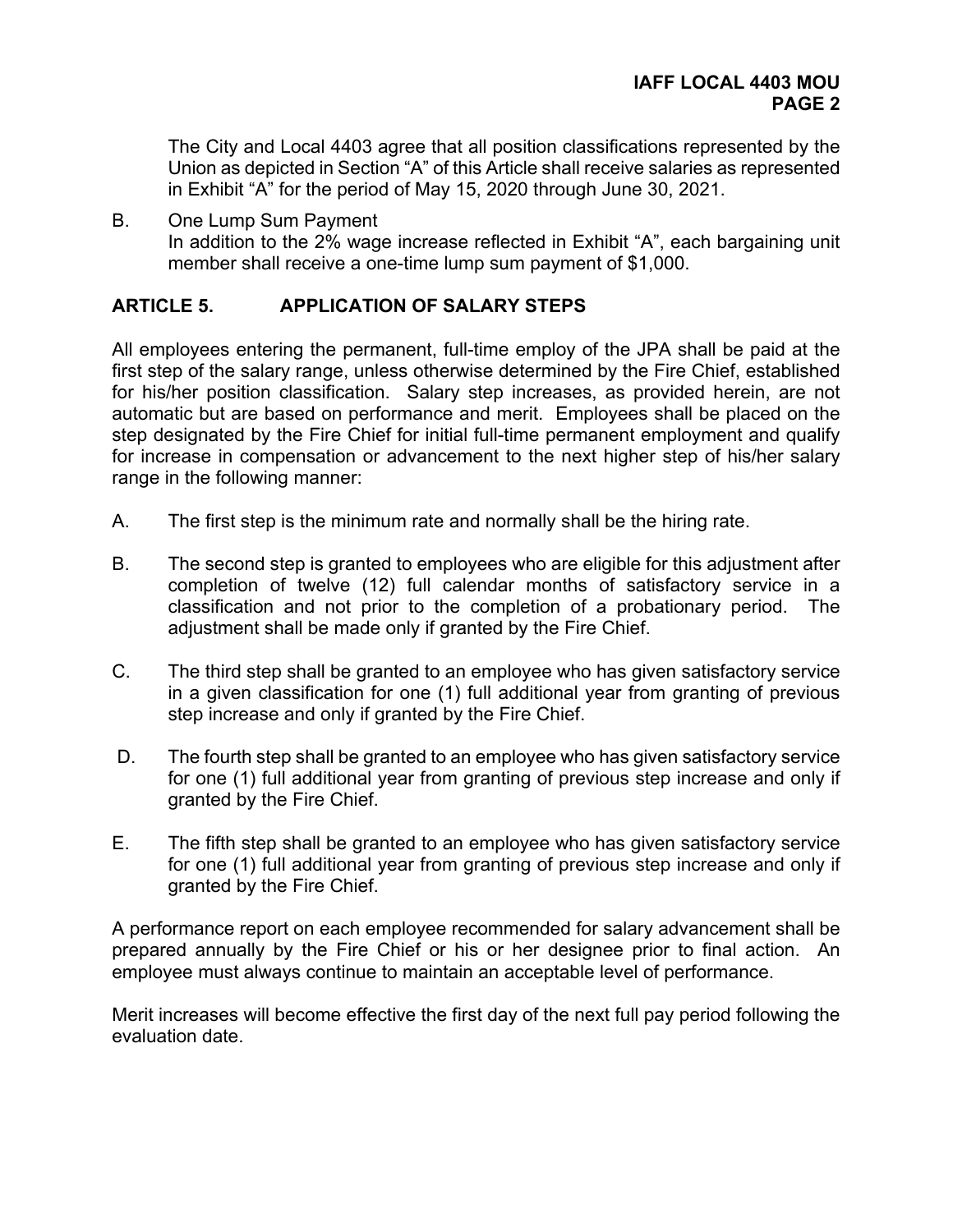The City and Local 4403 agree that all position classifications represented by the Union as depicted in Section "A" of this Article shall receive salaries as represented in Exhibit "A" for the period of May 15, 2020 through June 30, 2021.

B. One Lump Sum Payment
In addition to the 2% wage increase reflected in Exhibit "A", each bargaining unit member shall receive a one-time lump sum payment of $1,000.

## ARTICLE 5. APPLICATION OF SALARY STEPS

All employees entering the permanent, full-time employ of the JPA shall be paid at the first step of the salary range, unless otherwise determined by the Fire Chief, established for his/her position classification. Salary step increases, as provided herein, are not automatic but are based on performance and merit. Employees shall be placed on the step designated by the Fire Chief for initial full-time permanent employment and qualify for increase in compensation or advancement to the next higher step of his/her salary range in the following manner:

A. The first step is the minimum rate and normally shall be the hiring rate.

B. The second step is granted to employees who are eligible for this adjustment after completion of twelve (12) full calendar months of satisfactory service in a classification and not prior to the completion of a probationary period. The adjustment shall be made only if granted by the Fire Chief.

C. The third step shall be granted to an employee who has given satisfactory service in a given classification for one (1) full additional year from granting of previous step increase and only if granted by the Fire Chief.

D. The fourth step shall be granted to an employee who has given satisfactory service for one (1) full additional year from granting of previous step increase and only if granted by the Fire Chief.

E. The fifth step shall be granted to an employee who has given satisfactory service for one (1) full additional year from granting of previous step increase and only if granted by the Fire Chief.

A performance report on each employee recommended for salary advancement shall be prepared annually by the Fire Chief or his or her designee prior to final action. An employee must always continue to maintain an acceptable level of performance.

Merit increases will become effective the first day of the next full pay period following the evaluation date.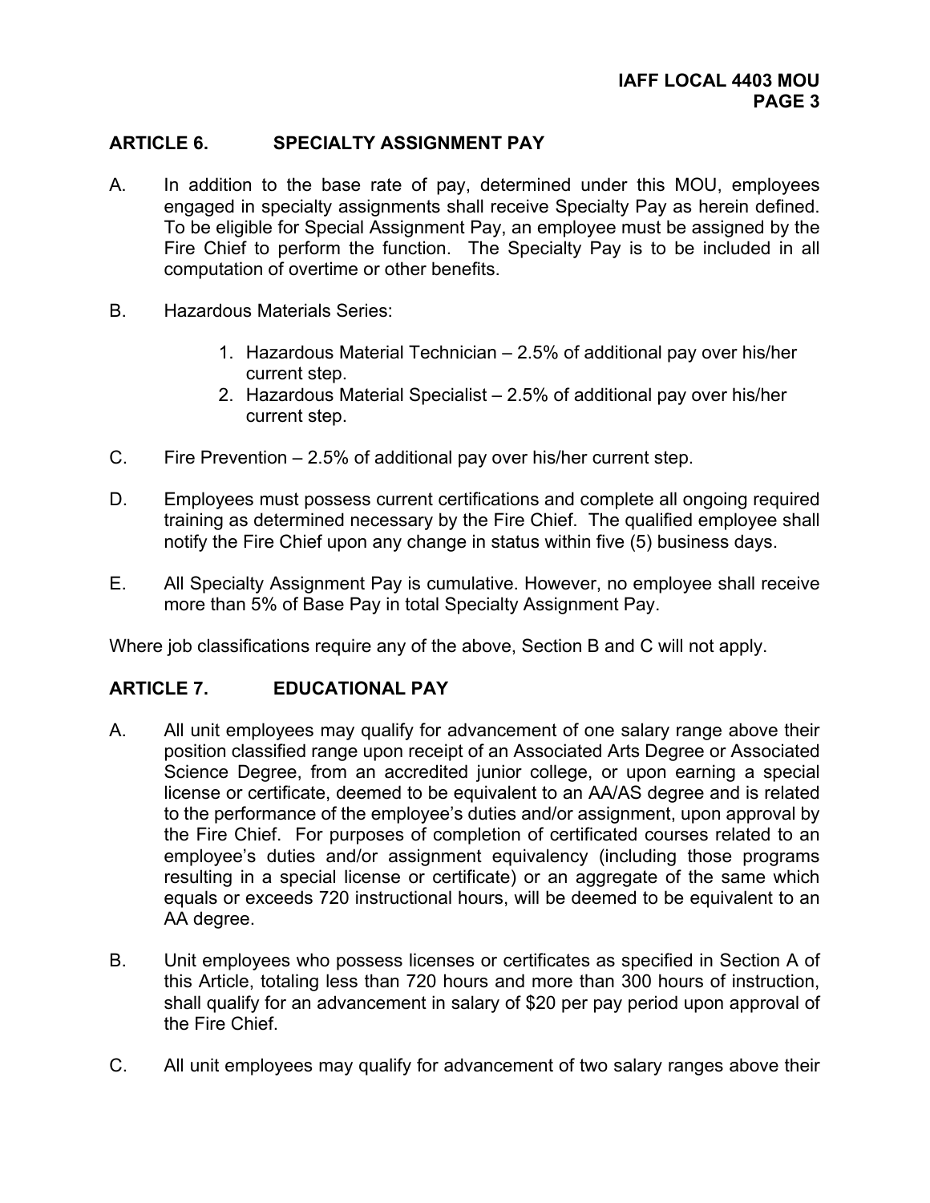## ARTICLE 6. SPECIALTY ASSIGNMENT PAY

A. In addition to the base rate of pay, determined under this MOU, employees engaged in specialty assignments shall receive Specialty Pay as herein defined. To be eligible for Special Assignment Pay, an employee must be assigned by the Fire Chief to perform the function. The Specialty Pay is to be included in all computation of overtime or other benefits.

B. Hazardous Materials Series:

   1. Hazardous Material Technician – 2.5% of additional pay over his/her current step.
   2. Hazardous Material Specialist – 2.5% of additional pay over his/her current step.

C. Fire Prevention – 2.5% of additional pay over his/her current step.

D. Employees must possess current certifications and complete all ongoing required training as determined necessary by the Fire Chief. The qualified employee shall notify the Fire Chief upon any change in status within five (5) business days.

E. All Specialty Assignment Pay is cumulative. However, no employee shall receive more than 5% of Base Pay in total Specialty Assignment Pay.

Where job classifications require any of the above, Section B and C will not apply.

## ARTICLE 7. EDUCATIONAL PAY

A. All unit employees may qualify for advancement of one salary range above their position classified range upon receipt of an Associated Arts Degree or Associated Science Degree, from an accredited junior college, or upon earning a special license or certificate, deemed to be equivalent to an AA/AS degree and is related to the performance of the employee's duties and/or assignment, upon approval by the Fire Chief. For purposes of completion of certificated courses related to an employee's duties and/or assignment equivalency (including those programs resulting in a special license or certificate) or an aggregate of the same which equals or exceeds 720 instructional hours, will be deemed to be equivalent to an AA degree.

B. Unit employees who possess licenses or certificates as specified in Section A of this Article, totaling less than 720 hours and more than 300 hours of instruction, shall qualify for an advancement in salary of $20 per pay period upon approval of the Fire Chief.

C. All unit employees may qualify for advancement of two salary ranges above their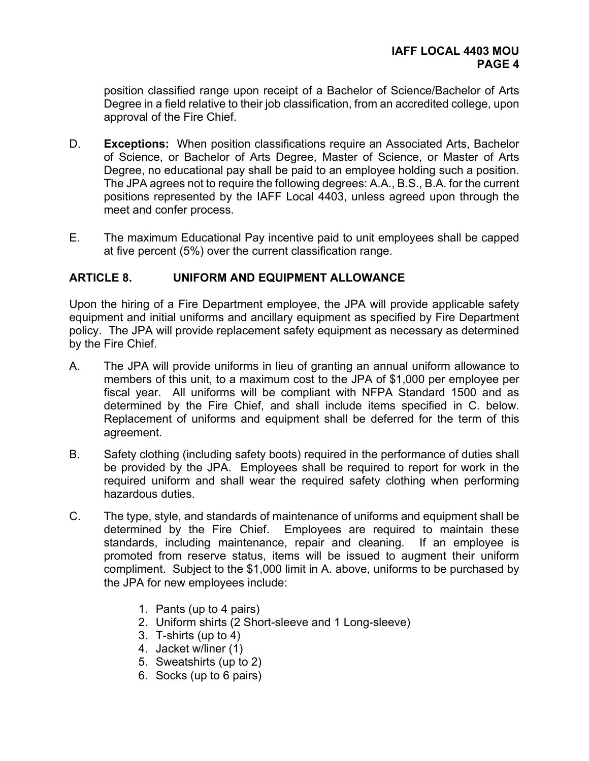position classified range upon receipt of a Bachelor of Science/Bachelor of Arts Degree in a field relative to their job classification, from an accredited college, upon approval of the Fire Chief.

D. **Exceptions:** When position classifications require an Associated Arts, Bachelor of Science, or Bachelor of Arts Degree, Master of Science, or Master of Arts Degree, no educational pay shall be paid to an employee holding such a position. The JPA agrees not to require the following degrees: A.A., B.S., B.A. for the current positions represented by the IAFF Local 4403, unless agreed upon through the meet and confer process.

E. The maximum Educational Pay incentive paid to unit employees shall be capped at five percent (5%) over the current classification range.

## ARTICLE 8. UNIFORM AND EQUIPMENT ALLOWANCE

Upon the hiring of a Fire Department employee, the JPA will provide applicable safety equipment and initial uniforms and ancillary equipment as specified by Fire Department policy. The JPA will provide replacement safety equipment as necessary as determined by the Fire Chief.

A. The JPA will provide uniforms in lieu of granting an annual uniform allowance to members of this unit, to a maximum cost to the JPA of $1,000 per employee per fiscal year. All uniforms will be compliant with NFPA Standard 1500 and as determined by the Fire Chief, and shall include items specified in C. below. Replacement of uniforms and equipment shall be deferred for the term of this agreement.

B. Safety clothing (including safety boots) required in the performance of duties shall be provided by the JPA. Employees shall be required to report for work in the required uniform and shall wear the required safety clothing when performing hazardous duties.

C. The type, style, and standards of maintenance of uniforms and equipment shall be determined by the Fire Chief. Employees are required to maintain these standards, including maintenance, repair and cleaning. If an employee is promoted from reserve status, items will be issued to augment their uniform compliment. Subject to the $1,000 limit in A. above, uniforms to be purchased by the JPA for new employees include:

1. Pants (up to 4 pairs)
2. Uniform shirts (2 Short-sleeve and 1 Long-sleeve)
3. T-shirts (up to 4)
4. Jacket w/liner (1)
5. Sweatshirts (up to 2)
6. Socks (up to 6 pairs)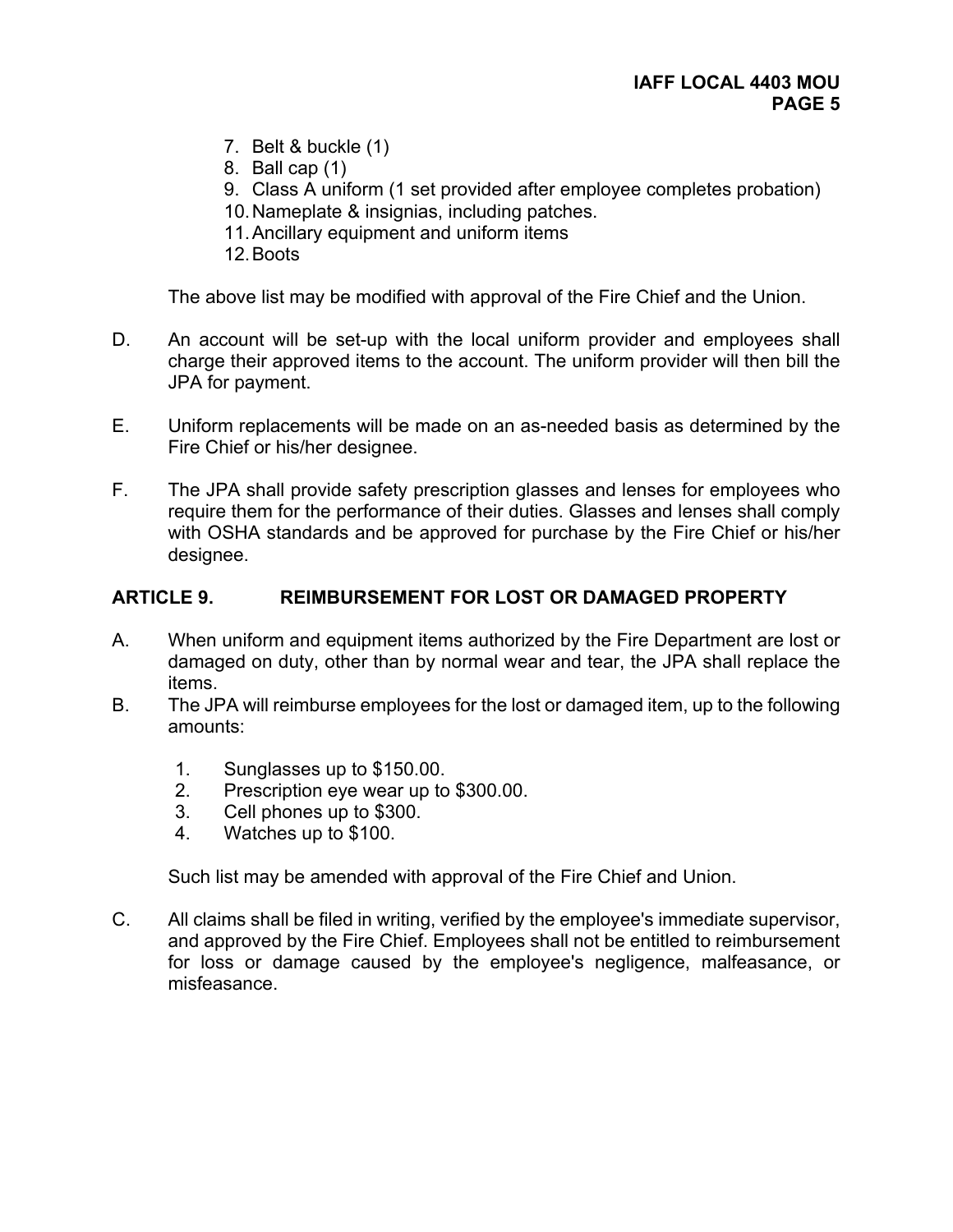7. Belt & buckle (1)
8. Ball cap (1)
9. Class A uniform (1 set provided after employee completes probation)
10. Nameplate & insignias, including patches.
11. Ancillary equipment and uniform items
12. Boots

The above list may be modified with approval of the Fire Chief and the Union.

D. An account will be set-up with the local uniform provider and employees shall charge their approved items to the account. The uniform provider will then bill the JPA for payment.

E. Uniform replacements will be made on an as-needed basis as determined by the Fire Chief or his/her designee.

F. The JPA shall provide safety prescription glasses and lenses for employees who require them for the performance of their duties. Glasses and lenses shall comply with OSHA standards and be approved for purchase by the Fire Chief or his/her designee.

## ARTICLE 9. REIMBURSEMENT FOR LOST OR DAMAGED PROPERTY

A. When uniform and equipment items authorized by the Fire Department are lost or damaged on duty, other than by normal wear and tear, the JPA shall replace the items.

B. The JPA will reimburse employees for the lost or damaged item, up to the following amounts:

1. Sunglasses up to $150.00.
2. Prescription eye wear up to $300.00.
3. Cell phones up to $300.
4. Watches up to $100.

Such list may be amended with approval of the Fire Chief and Union.

C. All claims shall be filed in writing, verified by the employee's immediate supervisor, and approved by the Fire Chief. Employees shall not be entitled to reimbursement for loss or damage caused by the employee's negligence, malfeasance, or misfeasance.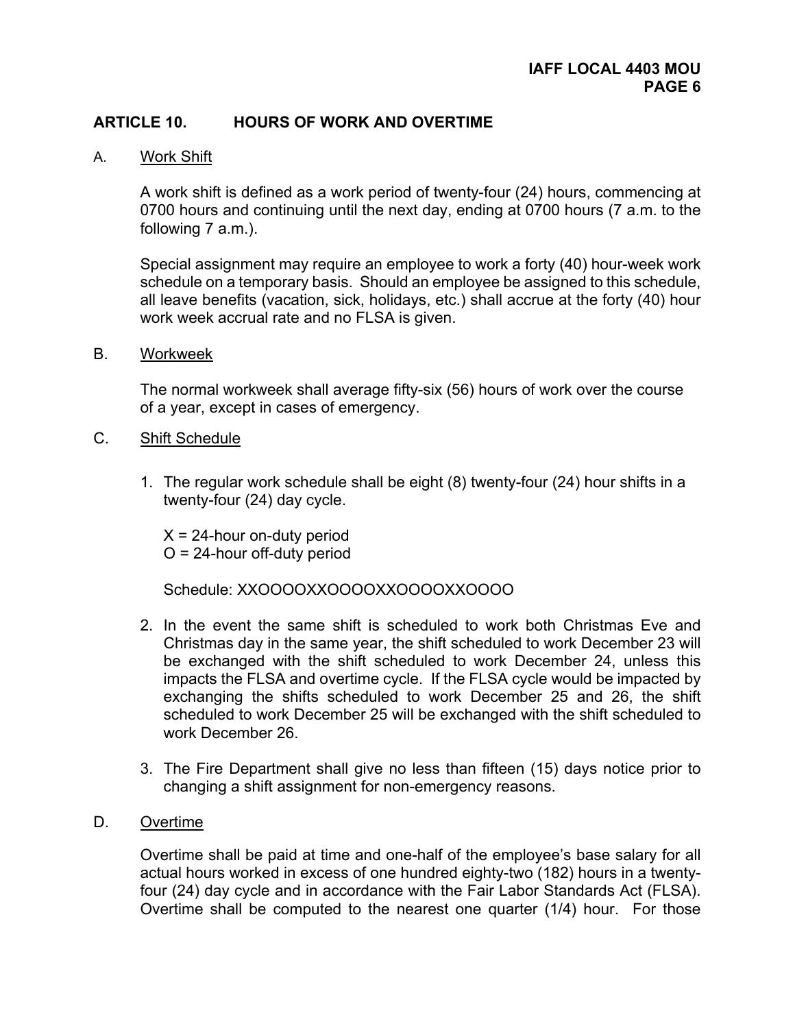## ARTICLE 10. HOURS OF WORK AND OVERTIME

A. Work Shift

A work shift is defined as a work period of twenty-four (24) hours, commencing at 0700 hours and continuing until the next day, ending at 0700 hours (7 a.m. to the following 7 a.m.).

Special assignment may require an employee to work a forty (40) hour-week work schedule on a temporary basis. Should an employee be assigned to this schedule, all leave benefits (vacation, sick, holidays, etc.) shall accrue at the forty (40) hour work week accrual rate and no FLSA is given.

B. Workweek

The normal workweek shall average fifty-six (56) hours of work over the course of a year, except in cases of emergency.

C. Shift Schedule

1. The regular work schedule shall be eight (8) twenty-four (24) hour shifts in a twenty-four (24) day cycle.

   X = 24-hour on-duty period
   O = 24-hour off-duty period

   Schedule: XXOOOOXXOOOOXXOOOOXXOOOO

2. In the event the same shift is scheduled to work both Christmas Eve and Christmas day in the same year, the shift scheduled to work December 23 will be exchanged with the shift scheduled to work December 24, unless this impacts the FLSA and overtime cycle. If the FLSA cycle would be impacted by exchanging the shifts scheduled to work December 25 and 26, the shift scheduled to work December 25 will be exchanged with the shift scheduled to work December 26.

3. The Fire Department shall give no less than fifteen (15) days notice prior to changing a shift assignment for non-emergency reasons.

D. Overtime

Overtime shall be paid at time and one-half of the employee's base salary for all actual hours worked in excess of one hundred eighty-two (182) hours in a twenty-four (24) day cycle and in accordance with the Fair Labor Standards Act (FLSA). Overtime shall be computed to the nearest one quarter (1/4) hour. For those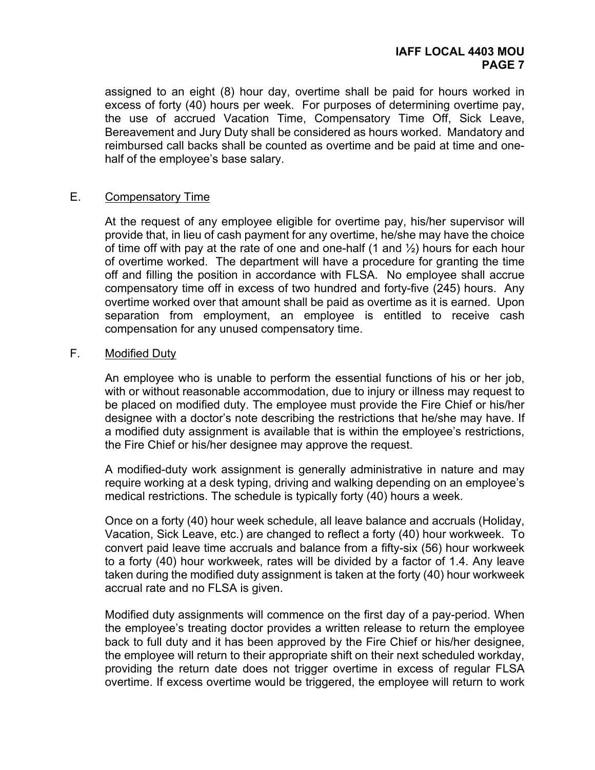assigned to an eight (8) hour day, overtime shall be paid for hours worked in excess of forty (40) hours per week. For purposes of determining overtime pay, the use of accrued Vacation Time, Compensatory Time Off, Sick Leave, Bereavement and Jury Duty shall be considered as hours worked. Mandatory and reimbursed call backs shall be counted as overtime and be paid at time and one-half of the employee's base salary.

E. Compensatory Time

At the request of any employee eligible for overtime pay, his/her supervisor will provide that, in lieu of cash payment for any overtime, he/she may have the choice of time off with pay at the rate of one and one-half (1 and ½) hours for each hour of overtime worked. The department will have a procedure for granting the time off and filling the position in accordance with FLSA. No employee shall accrue compensatory time off in excess of two hundred and forty-five (245) hours. Any overtime worked over that amount shall be paid as overtime as it is earned. Upon separation from employment, an employee is entitled to receive cash compensation for any unused compensatory time.

F. Modified Duty

An employee who is unable to perform the essential functions of his or her job, with or without reasonable accommodation, due to injury or illness may request to be placed on modified duty. The employee must provide the Fire Chief or his/her designee with a doctor's note describing the restrictions that he/she may have. If a modified duty assignment is available that is within the employee's restrictions, the Fire Chief or his/her designee may approve the request.

A modified-duty work assignment is generally administrative in nature and may require working at a desk typing, driving and walking depending on an employee's medical restrictions. The schedule is typically forty (40) hours a week.

Once on a forty (40) hour week schedule, all leave balance and accruals (Holiday, Vacation, Sick Leave, etc.) are changed to reflect a forty (40) hour workweek. To convert paid leave time accruals and balance from a fifty-six (56) hour workweek to a forty (40) hour workweek, rates will be divided by a factor of 1.4. Any leave taken during the modified duty assignment is taken at the forty (40) hour workweek accrual rate and no FLSA is given.

Modified duty assignments will commence on the first day of a pay-period. When the employee's treating doctor provides a written release to return the employee back to full duty and it has been approved by the Fire Chief or his/her designee, the employee will return to their appropriate shift on their next scheduled workday, providing the return date does not trigger overtime in excess of regular FLSA overtime. If excess overtime would be triggered, the employee will return to work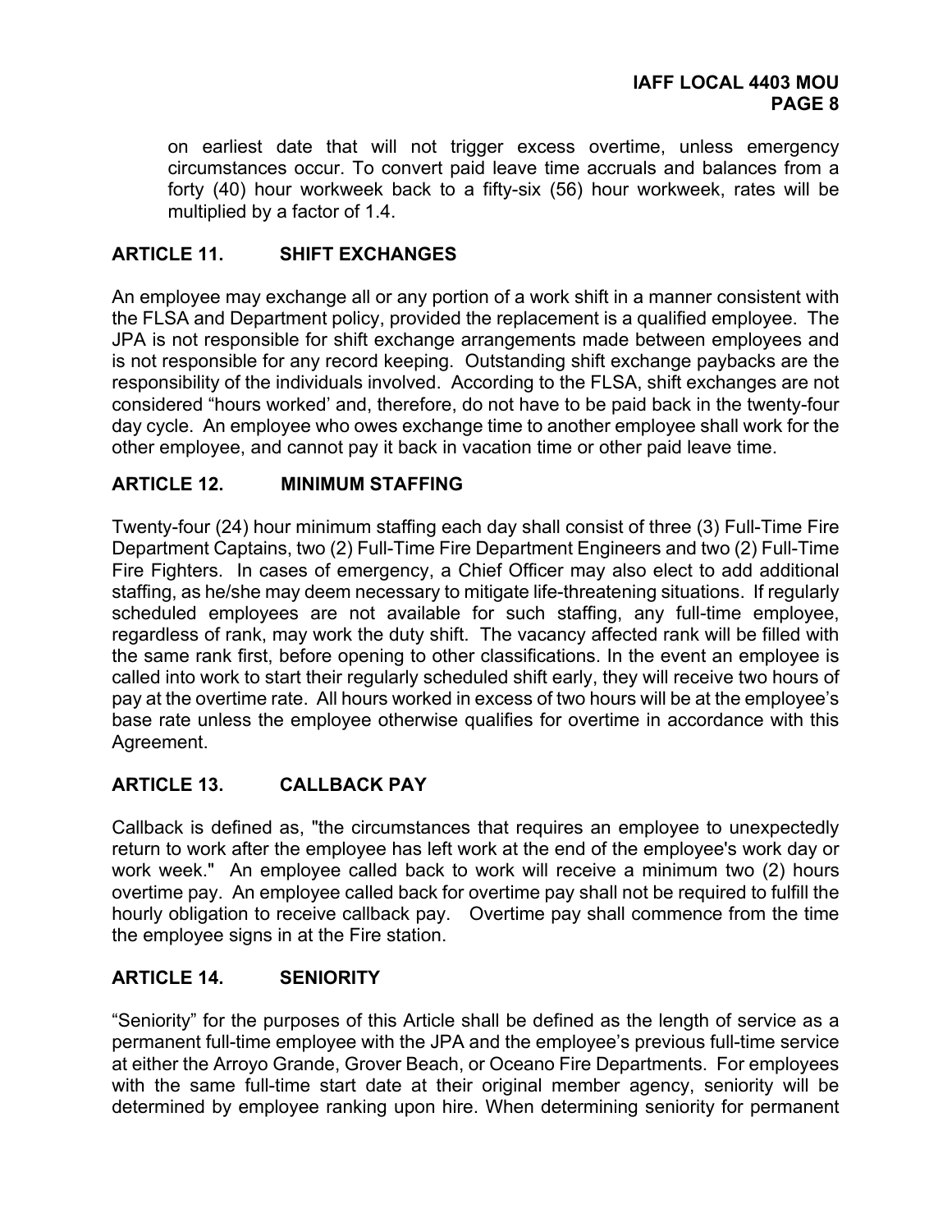on earliest date that will not trigger excess overtime, unless emergency circumstances occur. To convert paid leave time accruals and balances from a forty (40) hour workweek back to a fifty-six (56) hour workweek, rates will be multiplied by a factor of 1.4.

## ARTICLE 11. SHIFT EXCHANGES

An employee may exchange all or any portion of a work shift in a manner consistent with the FLSA and Department policy, provided the replacement is a qualified employee. The JPA is not responsible for shift exchange arrangements made between employees and is not responsible for any record keeping. Outstanding shift exchange paybacks are the responsibility of the individuals involved. According to the FLSA, shift exchanges are not considered "hours worked' and, therefore, do not have to be paid back in the twenty-four day cycle. An employee who owes exchange time to another employee shall work for the other employee, and cannot pay it back in vacation time or other paid leave time.

## ARTICLE 12. MINIMUM STAFFING

Twenty-four (24) hour minimum staffing each day shall consist of three (3) Full-Time Fire Department Captains, two (2) Full-Time Fire Department Engineers and two (2) Full-Time Fire Fighters. In cases of emergency, a Chief Officer may also elect to add additional staffing, as he/she may deem necessary to mitigate life-threatening situations. If regularly scheduled employees are not available for such staffing, any full-time employee, regardless of rank, may work the duty shift. The vacancy affected rank will be filled with the same rank first, before opening to other classifications. In the event an employee is called into work to start their regularly scheduled shift early, they will receive two hours of pay at the overtime rate. All hours worked in excess of two hours will be at the employee's base rate unless the employee otherwise qualifies for overtime in accordance with this Agreement.

## ARTICLE 13. CALLBACK PAY

Callback is defined as, "the circumstances that requires an employee to unexpectedly return to work after the employee has left work at the end of the employee's work day or work week." An employee called back to work will receive a minimum two (2) hours overtime pay. An employee called back for overtime pay shall not be required to fulfill the hourly obligation to receive callback pay. Overtime pay shall commence from the time the employee signs in at the Fire station.

## ARTICLE 14. SENIORITY

"Seniority" for the purposes of this Article shall be defined as the length of service as a permanent full-time employee with the JPA and the employee's previous full-time service at either the Arroyo Grande, Grover Beach, or Oceano Fire Departments. For employees with the same full-time start date at their original member agency, seniority will be determined by employee ranking upon hire. When determining seniority for permanent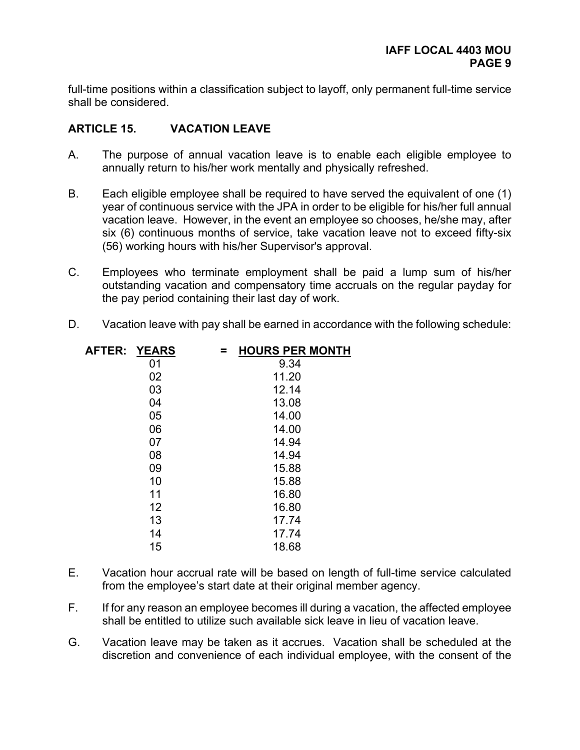full-time positions within a classification subject to layoff, only permanent full-time service shall be considered.

## ARTICLE 15. VACATION LEAVE

A. The purpose of annual vacation leave is to enable each eligible employee to annually return to his/her work mentally and physically refreshed.

B. Each eligible employee shall be required to have served the equivalent of one (1) year of continuous service with the JPA in order to be eligible for his/her full annual vacation leave. However, in the event an employee so chooses, he/she may, after six (6) continuous months of service, take vacation leave not to exceed fifty-six (56) working hours with his/her Supervisor's approval.

C. Employees who terminate employment shall be paid a lump sum of his/her outstanding vacation and compensatory time accruals on the regular payday for the pay period containing their last day of work.

D. Vacation leave with pay shall be earned in accordance with the following schedule:

| AFTER: YEARS | = HOURS PER MONTH |
|---|---|
| 01 | 9.34 |
| 02 | 11.20 |
| 03 | 12.14 |
| 04 | 13.08 |
| 05 | 14.00 |
| 06 | 14.00 |
| 07 | 14.94 |
| 08 | 14.94 |
| 09 | 15.88 |
| 10 | 15.88 |
| 11 | 16.80 |
| 12 | 16.80 |
| 13 | 17.74 |
| 14 | 17.74 |
| 15 | 18.68 |

E. Vacation hour accrual rate will be based on length of full-time service calculated from the employee's start date at their original member agency.

F. If for any reason an employee becomes ill during a vacation, the affected employee shall be entitled to utilize such available sick leave in lieu of vacation leave.

G. Vacation leave may be taken as it accrues. Vacation shall be scheduled at the discretion and convenience of each individual employee, with the consent of the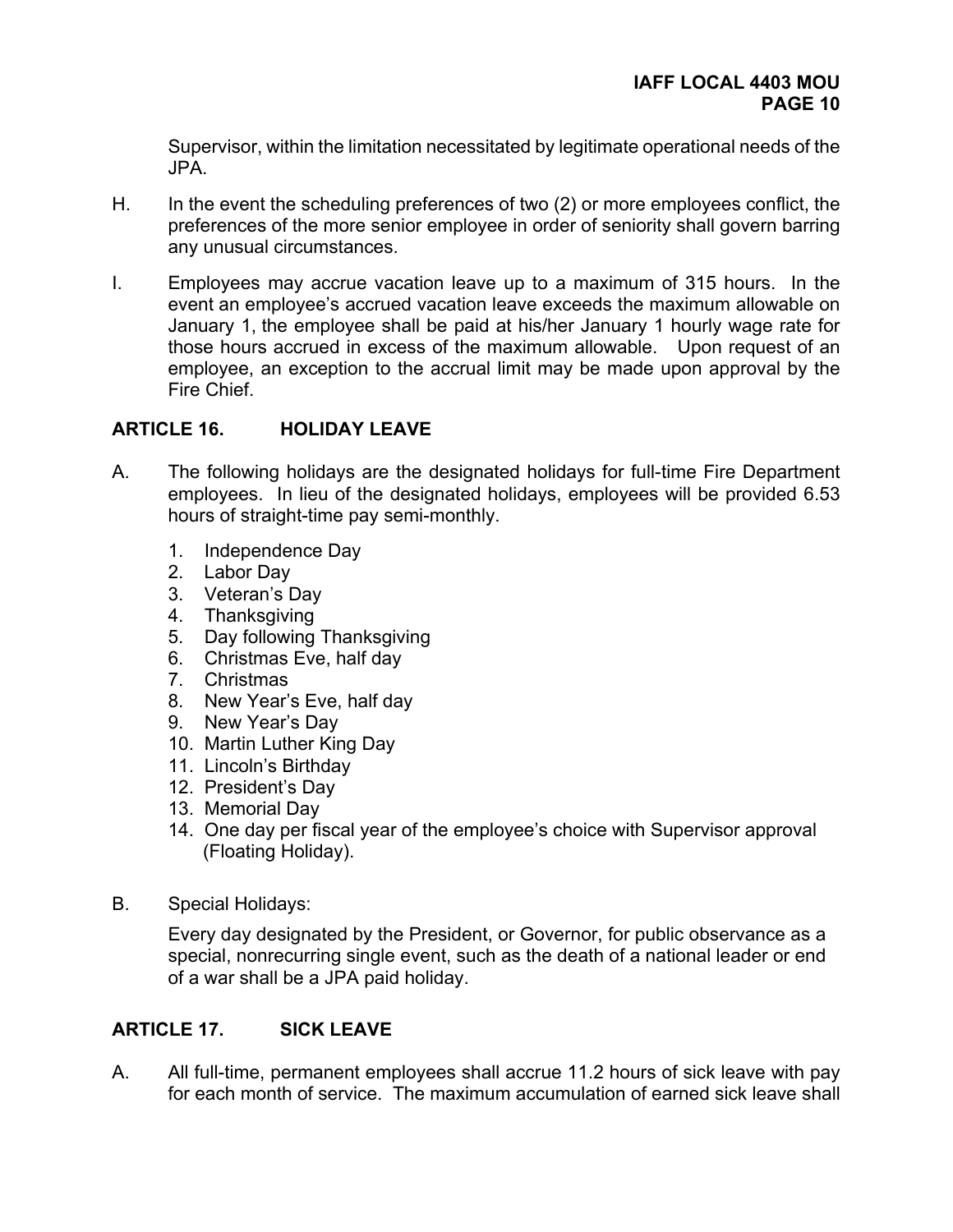Supervisor, within the limitation necessitated by legitimate operational needs of the JPA.

H. In the event the scheduling preferences of two (2) or more employees conflict, the preferences of the more senior employee in order of seniority shall govern barring any unusual circumstances.

I. Employees may accrue vacation leave up to a maximum of 315 hours. In the event an employee's accrued vacation leave exceeds the maximum allowable on January 1, the employee shall be paid at his/her January 1 hourly wage rate for those hours accrued in excess of the maximum allowable. Upon request of an employee, an exception to the accrual limit may be made upon approval by the Fire Chief.

## ARTICLE 16. HOLIDAY LEAVE

A. The following holidays are the designated holidays for full-time Fire Department employees. In lieu of the designated holidays, employees will be provided 6.53 hours of straight-time pay semi-monthly.

1. Independence Day
2. Labor Day
3. Veteran's Day
4. Thanksgiving
5. Day following Thanksgiving
6. Christmas Eve, half day
7. Christmas
8. New Year's Eve, half day
9. New Year's Day
10. Martin Luther King Day
11. Lincoln's Birthday
12. President's Day
13. Memorial Day
14. One day per fiscal year of the employee's choice with Supervisor approval (Floating Holiday).

B. Special Holidays:

Every day designated by the President, or Governor, for public observance as a special, nonrecurring single event, such as the death of a national leader or end of a war shall be a JPA paid holiday.

## ARTICLE 17. SICK LEAVE

A. All full-time, permanent employees shall accrue 11.2 hours of sick leave with pay for each month of service. The maximum accumulation of earned sick leave shall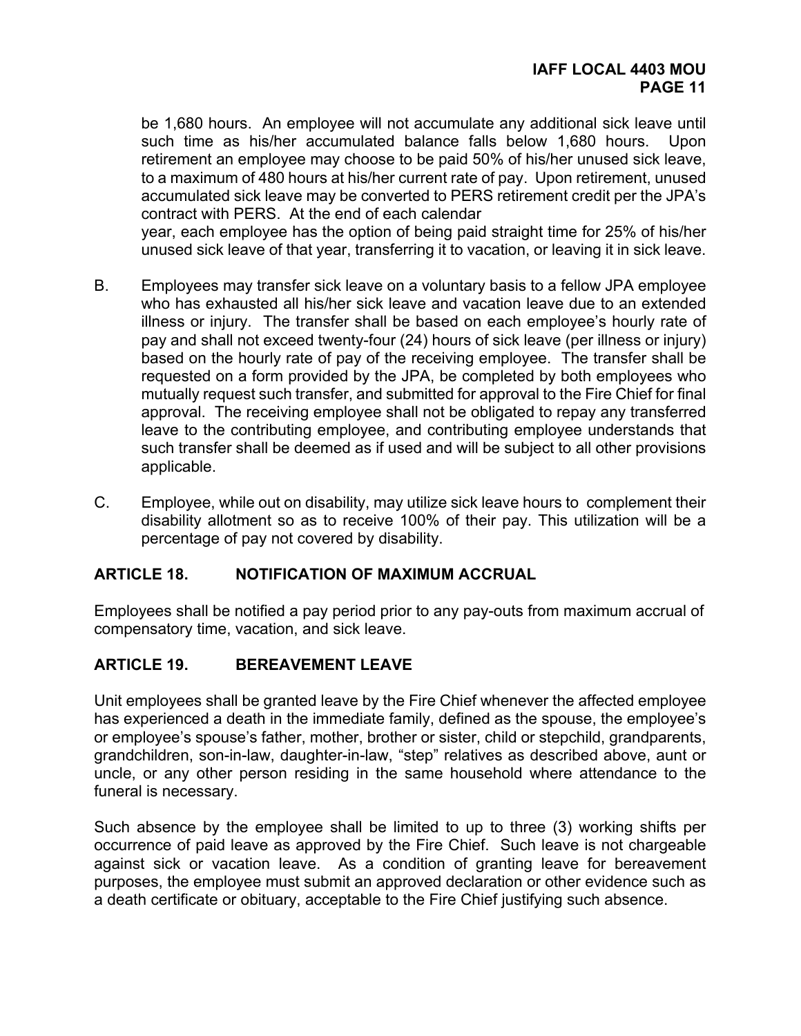be 1,680 hours. An employee will not accumulate any additional sick leave until such time as his/her accumulated balance falls below 1,680 hours. Upon retirement an employee may choose to be paid 50% of his/her unused sick leave, to a maximum of 480 hours at his/her current rate of pay. Upon retirement, unused accumulated sick leave may be converted to PERS retirement credit per the JPA's contract with PERS. At the end of each calendar year, each employee has the option of being paid straight time for 25% of his/her unused sick leave of that year, transferring it to vacation, or leaving it in sick leave.

B. Employees may transfer sick leave on a voluntary basis to a fellow JPA employee who has exhausted all his/her sick leave and vacation leave due to an extended illness or injury. The transfer shall be based on each employee's hourly rate of pay and shall not exceed twenty-four (24) hours of sick leave (per illness or injury) based on the hourly rate of pay of the receiving employee. The transfer shall be requested on a form provided by the JPA, be completed by both employees who mutually request such transfer, and submitted for approval to the Fire Chief for final approval. The receiving employee shall not be obligated to repay any transferred leave to the contributing employee, and contributing employee understands that such transfer shall be deemed as if used and will be subject to all other provisions applicable.

C. Employee, while out on disability, may utilize sick leave hours to complement their disability allotment so as to receive 100% of their pay. This utilization will be a percentage of pay not covered by disability.

## ARTICLE 18. NOTIFICATION OF MAXIMUM ACCRUAL

Employees shall be notified a pay period prior to any pay-outs from maximum accrual of compensatory time, vacation, and sick leave.

## ARTICLE 19. BEREAVEMENT LEAVE

Unit employees shall be granted leave by the Fire Chief whenever the affected employee has experienced a death in the immediate family, defined as the spouse, the employee's or employee's spouse's father, mother, brother or sister, child or stepchild, grandparents, grandchildren, son-in-law, daughter-in-law, "step" relatives as described above, aunt or uncle, or any other person residing in the same household where attendance to the funeral is necessary.

Such absence by the employee shall be limited to up to three (3) working shifts per occurrence of paid leave as approved by the Fire Chief. Such leave is not chargeable against sick or vacation leave. As a condition of granting leave for bereavement purposes, the employee must submit an approved declaration or other evidence such as a death certificate or obituary, acceptable to the Fire Chief justifying such absence.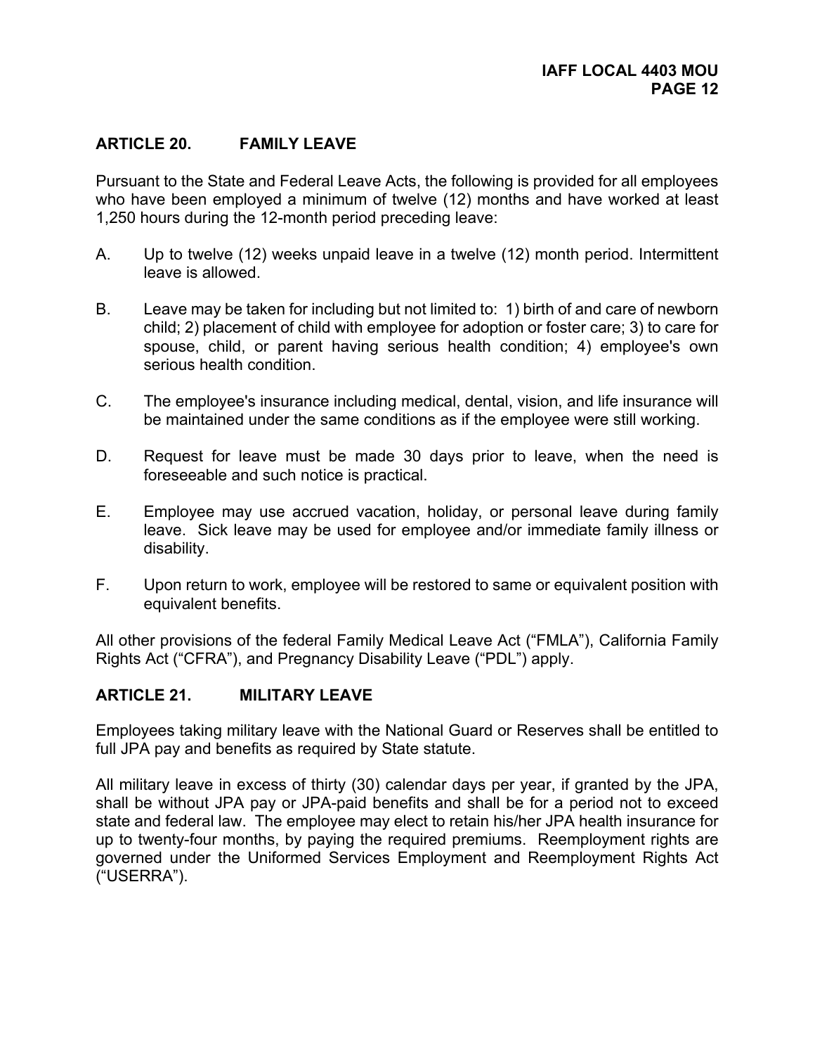## ARTICLE 20. FAMILY LEAVE

Pursuant to the State and Federal Leave Acts, the following is provided for all employees who have been employed a minimum of twelve (12) months and have worked at least 1,250 hours during the 12-month period preceding leave:

A. Up to twelve (12) weeks unpaid leave in a twelve (12) month period. Intermittent leave is allowed.

B. Leave may be taken for including but not limited to: 1) birth of and care of newborn child; 2) placement of child with employee for adoption or foster care; 3) to care for spouse, child, or parent having serious health condition; 4) employee's own serious health condition.

C. The employee's insurance including medical, dental, vision, and life insurance will be maintained under the same conditions as if the employee were still working.

D. Request for leave must be made 30 days prior to leave, when the need is foreseeable and such notice is practical.

E. Employee may use accrued vacation, holiday, or personal leave during family leave. Sick leave may be used for employee and/or immediate family illness or disability.

F. Upon return to work, employee will be restored to same or equivalent position with equivalent benefits.

All other provisions of the federal Family Medical Leave Act ("FMLA"), California Family Rights Act ("CFRA"), and Pregnancy Disability Leave ("PDL") apply.

## ARTICLE 21. MILITARY LEAVE

Employees taking military leave with the National Guard or Reserves shall be entitled to full JPA pay and benefits as required by State statute.

All military leave in excess of thirty (30) calendar days per year, if granted by the JPA, shall be without JPA pay or JPA-paid benefits and shall be for a period not to exceed state and federal law. The employee may elect to retain his/her JPA health insurance for up to twenty-four months, by paying the required premiums. Reemployment rights are governed under the Uniformed Services Employment and Reemployment Rights Act ("USERRA").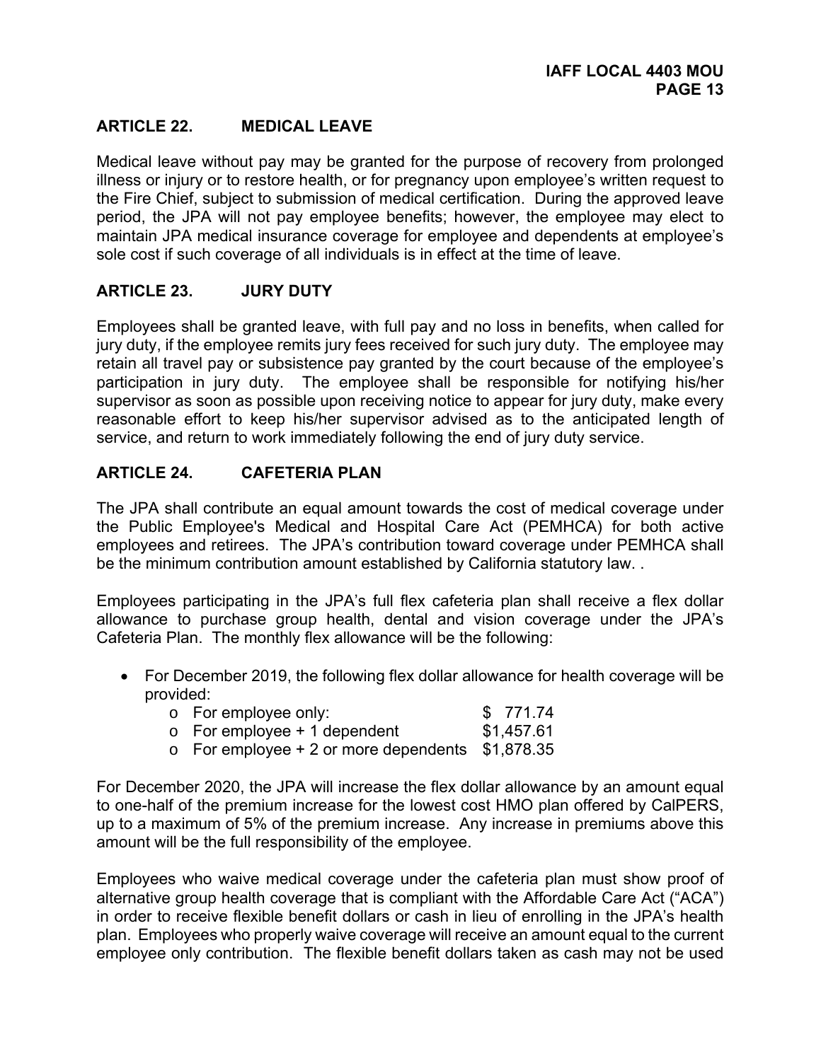## ARTICLE 22. MEDICAL LEAVE

Medical leave without pay may be granted for the purpose of recovery from prolonged illness or injury or to restore health, or for pregnancy upon employee's written request to the Fire Chief, subject to submission of medical certification. During the approved leave period, the JPA will not pay employee benefits; however, the employee may elect to maintain JPA medical insurance coverage for employee and dependents at employee's sole cost if such coverage of all individuals is in effect at the time of leave.

## ARTICLE 23. JURY DUTY

Employees shall be granted leave, with full pay and no loss in benefits, when called for jury duty, if the employee remits jury fees received for such jury duty. The employee may retain all travel pay or subsistence pay granted by the court because of the employee's participation in jury duty. The employee shall be responsible for notifying his/her supervisor as soon as possible upon receiving notice to appear for jury duty, make every reasonable effort to keep his/her supervisor advised as to the anticipated length of service, and return to work immediately following the end of jury duty service.

## ARTICLE 24. CAFETERIA PLAN

The JPA shall contribute an equal amount towards the cost of medical coverage under the Public Employee's Medical and Hospital Care Act (PEMHCA) for both active employees and retirees. The JPA's contribution toward coverage under PEMHCA shall be the minimum contribution amount established by California statutory law. .

Employees participating in the JPA's full flex cafeteria plan shall receive a flex dollar allowance to purchase group health, dental and vision coverage under the JPA's Cafeteria Plan. The monthly flex allowance will be the following:

- For December 2019, the following flex dollar allowance for health coverage will be provided:
  - For employee only: $ 771.74
  - For employee + 1 dependent $1,457.61
  - For employee + 2 or more dependents $1,878.35

For December 2020, the JPA will increase the flex dollar allowance by an amount equal to one-half of the premium increase for the lowest cost HMO plan offered by CalPERS, up to a maximum of 5% of the premium increase. Any increase in premiums above this amount will be the full responsibility of the employee.

Employees who waive medical coverage under the cafeteria plan must show proof of alternative group health coverage that is compliant with the Affordable Care Act ("ACA") in order to receive flexible benefit dollars or cash in lieu of enrolling in the JPA's health plan. Employees who properly waive coverage will receive an amount equal to the current employee only contribution. The flexible benefit dollars taken as cash may not be used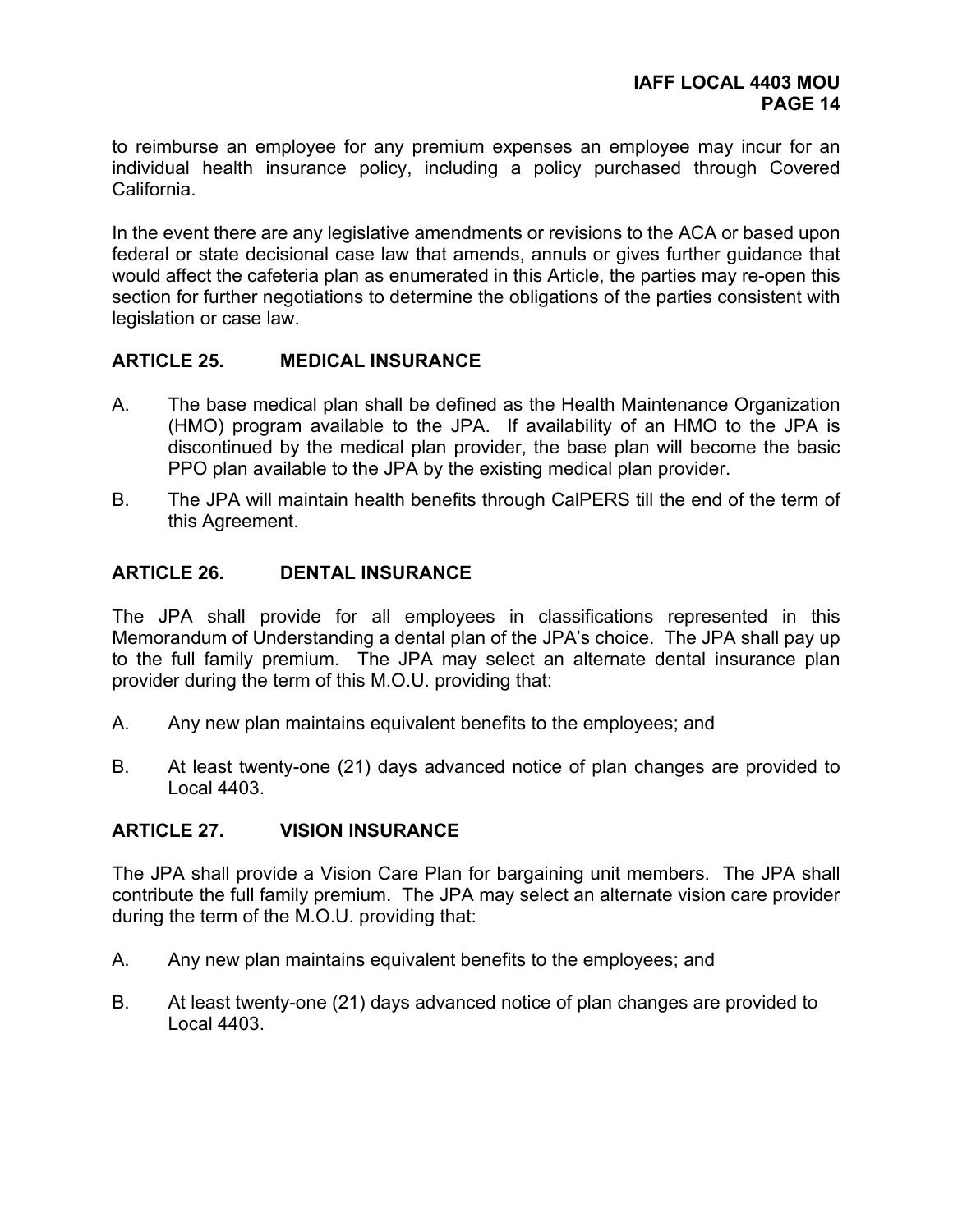to reimburse an employee for any premium expenses an employee may incur for an individual health insurance policy, including a policy purchased through Covered California.

In the event there are any legislative amendments or revisions to the ACA or based upon federal or state decisional case law that amends, annuls or gives further guidance that would affect the cafeteria plan as enumerated in this Article, the parties may re-open this section for further negotiations to determine the obligations of the parties consistent with legislation or case law.

## ARTICLE 25. MEDICAL INSURANCE

A. The base medical plan shall be defined as the Health Maintenance Organization (HMO) program available to the JPA. If availability of an HMO to the JPA is discontinued by the medical plan provider, the base plan will become the basic PPO plan available to the JPA by the existing medical plan provider.

B. The JPA will maintain health benefits through CalPERS till the end of the term of this Agreement.

## ARTICLE 26. DENTAL INSURANCE

The JPA shall provide for all employees in classifications represented in this Memorandum of Understanding a dental plan of the JPA's choice. The JPA shall pay up to the full family premium. The JPA may select an alternate dental insurance plan provider during the term of this M.O.U. providing that:

A. Any new plan maintains equivalent benefits to the employees; and

B. At least twenty-one (21) days advanced notice of plan changes are provided to Local 4403.

## ARTICLE 27. VISION INSURANCE

The JPA shall provide a Vision Care Plan for bargaining unit members. The JPA shall contribute the full family premium. The JPA may select an alternate vision care provider during the term of the M.O.U. providing that:

A. Any new plan maintains equivalent benefits to the employees; and

B. At least twenty-one (21) days advanced notice of plan changes are provided to Local 4403.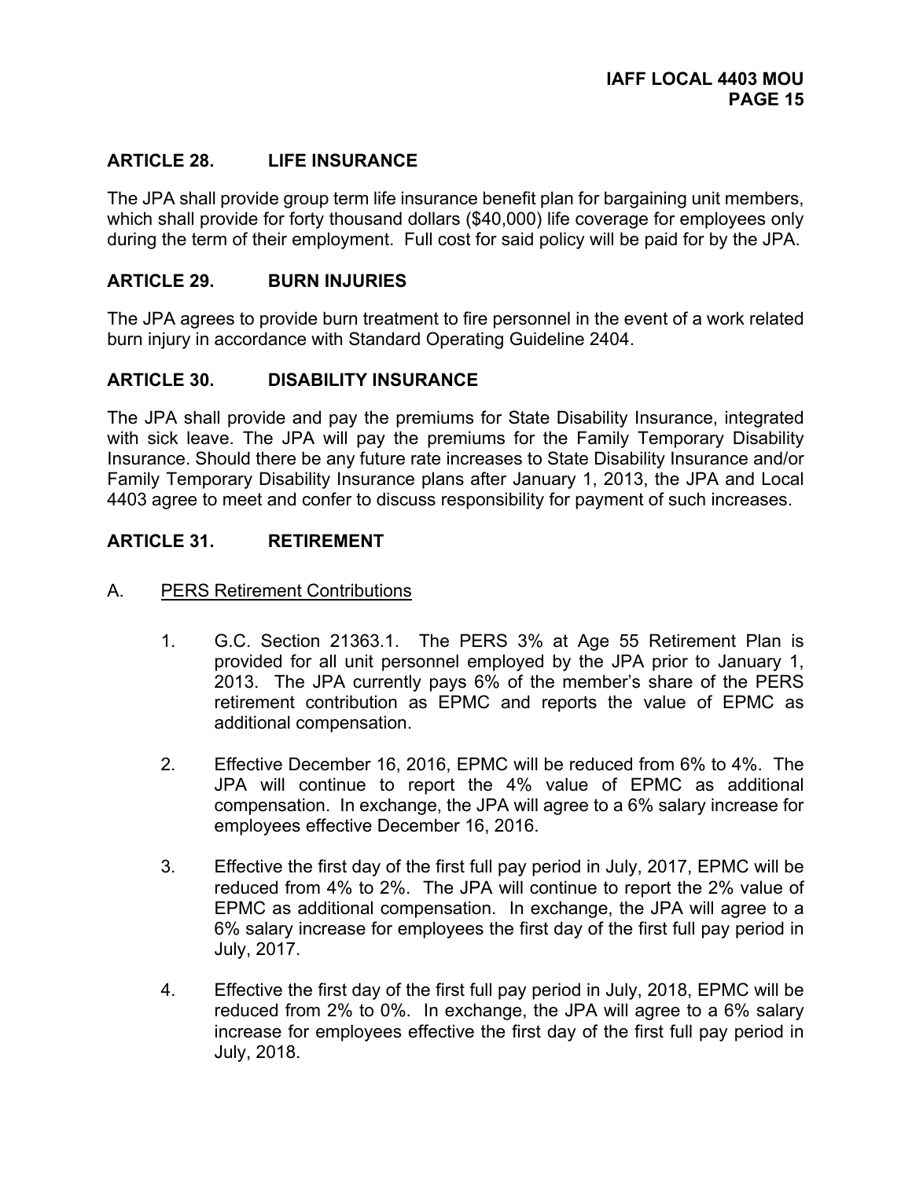## ARTICLE 28. LIFE INSURANCE

The JPA shall provide group term life insurance benefit plan for bargaining unit members, which shall provide for forty thousand dollars ($40,000) life coverage for employees only during the term of their employment. Full cost for said policy will be paid for by the JPA.

## ARTICLE 29. BURN INJURIES

The JPA agrees to provide burn treatment to fire personnel in the event of a work related burn injury in accordance with Standard Operating Guideline 2404.

## ARTICLE 30. DISABILITY INSURANCE

The JPA shall provide and pay the premiums for State Disability Insurance, integrated with sick leave. The JPA will pay the premiums for the Family Temporary Disability Insurance. Should there be any future rate increases to State Disability Insurance and/or Family Temporary Disability Insurance plans after January 1, 2013, the JPA and Local 4403 agree to meet and confer to discuss responsibility for payment of such increases.

## ARTICLE 31. RETIREMENT

A. <u>PERS Retirement Contributions</u>

1. G.C. Section 21363.1. The PERS 3% at Age 55 Retirement Plan is provided for all unit personnel employed by the JPA prior to January 1, 2013. The JPA currently pays 6% of the member's share of the PERS retirement contribution as EPMC and reports the value of EPMC as additional compensation.

2. Effective December 16, 2016, EPMC will be reduced from 6% to 4%. The JPA will continue to report the 4% value of EPMC as additional compensation. In exchange, the JPA will agree to a 6% salary increase for employees effective December 16, 2016.

3. Effective the first day of the first full pay period in July, 2017, EPMC will be reduced from 4% to 2%. The JPA will continue to report the 2% value of EPMC as additional compensation. In exchange, the JPA will agree to a 6% salary increase for employees the first day of the first full pay period in July, 2017.

4. Effective the first day of the first full pay period in July, 2018, EPMC will be reduced from 2% to 0%. In exchange, the JPA will agree to a 6% salary increase for employees effective the first day of the first full pay period in July, 2018.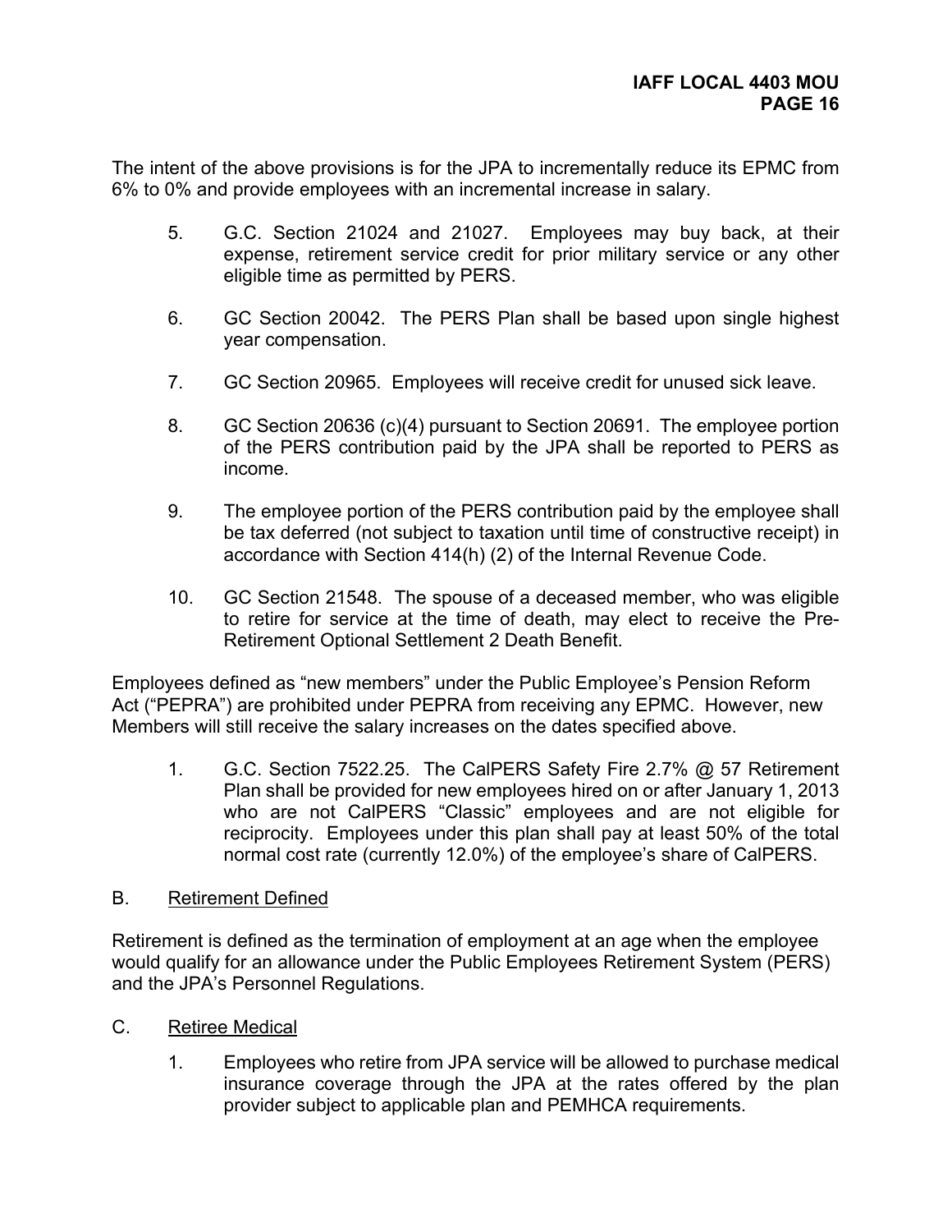The intent of the above provisions is for the JPA to incrementally reduce its EPMC from 6% to 0% and provide employees with an incremental increase in salary.

5. G.C. Section 21024 and 21027. Employees may buy back, at their expense, retirement service credit for prior military service or any other eligible time as permitted by PERS.

6. GC Section 20042. The PERS Plan shall be based upon single highest year compensation.

7. GC Section 20965. Employees will receive credit for unused sick leave.

8. GC Section 20636 (c)(4) pursuant to Section 20691. The employee portion of the PERS contribution paid by the JPA shall be reported to PERS as income.

9. The employee portion of the PERS contribution paid by the employee shall be tax deferred (not subject to taxation until time of constructive receipt) in accordance with Section 414(h) (2) of the Internal Revenue Code.

10. GC Section 21548. The spouse of a deceased member, who was eligible to retire for service at the time of death, may elect to receive the Pre-Retirement Optional Settlement 2 Death Benefit.

Employees defined as "new members" under the Public Employee's Pension Reform Act ("PEPRA") are prohibited under PEPRA from receiving any EPMC. However, new Members will still receive the salary increases on the dates specified above.

1. G.C. Section 7522.25. The CalPERS Safety Fire 2.7% @ 57 Retirement Plan shall be provided for new employees hired on or after January 1, 2013 who are not CalPERS "Classic" employees and are not eligible for reciprocity. Employees under this plan shall pay at least 50% of the total normal cost rate (currently 12.0%) of the employee's share of CalPERS.

B. <u>Retirement Defined</u>

Retirement is defined as the termination of employment at an age when the employee would qualify for an allowance under the Public Employees Retirement System (PERS) and the JPA's Personnel Regulations.

C. <u>Retiree Medical</u>

1. Employees who retire from JPA service will be allowed to purchase medical insurance coverage through the JPA at the rates offered by the plan provider subject to applicable plan and PEMHCA requirements.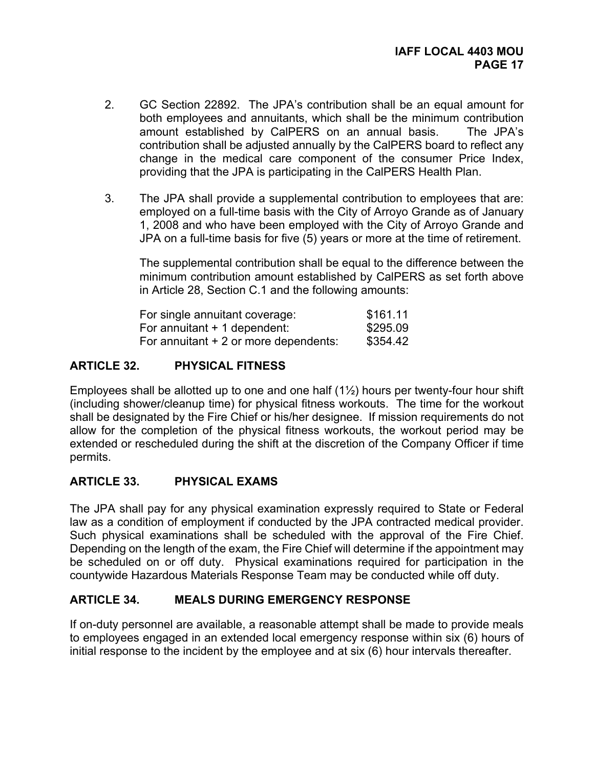2. GC Section 22892. The JPA's contribution shall be an equal amount for both employees and annuitants, which shall be the minimum contribution amount established by CalPERS on an annual basis. The JPA's contribution shall be adjusted annually by the CalPERS board to reflect any change in the medical care component of the consumer Price Index, providing that the JPA is participating in the CalPERS Health Plan.

3. The JPA shall provide a supplemental contribution to employees that are: employed on a full-time basis with the City of Arroyo Grande as of January 1, 2008 and who have been employed with the City of Arroyo Grande and JPA on a full-time basis for five (5) years or more at the time of retirement.

   The supplemental contribution shall be equal to the difference between the minimum contribution amount established by CalPERS as set forth above in Article 28, Section C.1 and the following amounts:

   | | |
   |---|---|
   | For single annuitant coverage: | $161.11 |
   | For annuitant + 1 dependent: | $295.09 |
   | For annuitant + 2 or more dependents: | $354.42 |

## ARTICLE 32. PHYSICAL FITNESS

Employees shall be allotted up to one and one half (1½) hours per twenty-four hour shift (including shower/cleanup time) for physical fitness workouts. The time for the workout shall be designated by the Fire Chief or his/her designee. If mission requirements do not allow for the completion of the physical fitness workouts, the workout period may be extended or rescheduled during the shift at the discretion of the Company Officer if time permits.

## ARTICLE 33. PHYSICAL EXAMS

The JPA shall pay for any physical examination expressly required to State or Federal law as a condition of employment if conducted by the JPA contracted medical provider. Such physical examinations shall be scheduled with the approval of the Fire Chief. Depending on the length of the exam, the Fire Chief will determine if the appointment may be scheduled on or off duty. Physical examinations required for participation in the countywide Hazardous Materials Response Team may be conducted while off duty.

## ARTICLE 34. MEALS DURING EMERGENCY RESPONSE

If on-duty personnel are available, a reasonable attempt shall be made to provide meals to employees engaged in an extended local emergency response within six (6) hours of initial response to the incident by the employee and at six (6) hour intervals thereafter.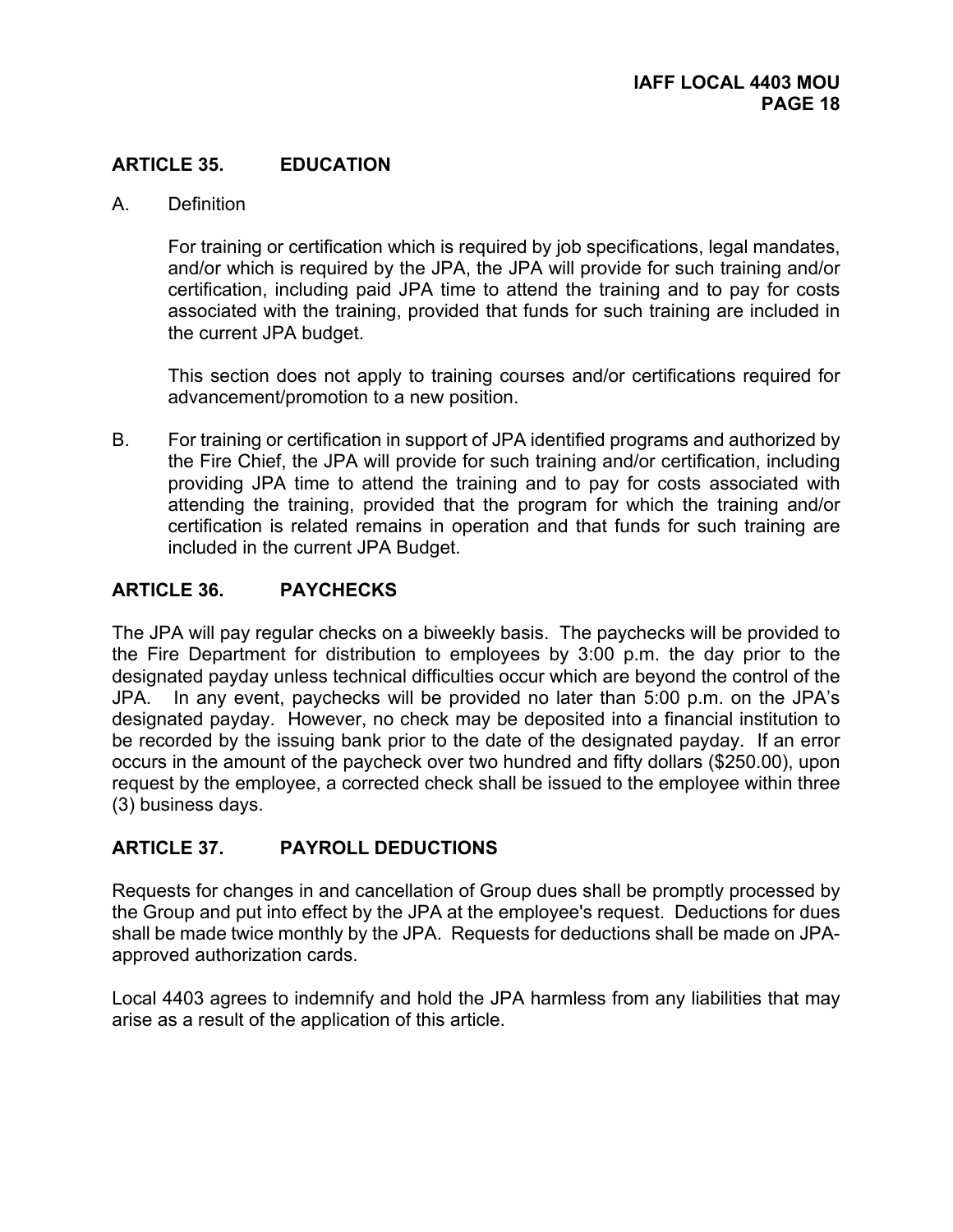## ARTICLE 35. EDUCATION

A. Definition

For training or certification which is required by job specifications, legal mandates, and/or which is required by the JPA, the JPA will provide for such training and/or certification, including paid JPA time to attend the training and to pay for costs associated with the training, provided that funds for such training are included in the current JPA budget.

This section does not apply to training courses and/or certifications required for advancement/promotion to a new position.

B. For training or certification in support of JPA identified programs and authorized by the Fire Chief, the JPA will provide for such training and/or certification, including providing JPA time to attend the training and to pay for costs associated with attending the training, provided that the program for which the training and/or certification is related remains in operation and that funds for such training are included in the current JPA Budget.

## ARTICLE 36. PAYCHECKS

The JPA will pay regular checks on a biweekly basis. The paychecks will be provided to the Fire Department for distribution to employees by 3:00 p.m. the day prior to the designated payday unless technical difficulties occur which are beyond the control of the JPA. In any event, paychecks will be provided no later than 5:00 p.m. on the JPA's designated payday. However, no check may be deposited into a financial institution to be recorded by the issuing bank prior to the date of the designated payday. If an error occurs in the amount of the paycheck over two hundred and fifty dollars ($250.00), upon request by the employee, a corrected check shall be issued to the employee within three (3) business days.

## ARTICLE 37. PAYROLL DEDUCTIONS

Requests for changes in and cancellation of Group dues shall be promptly processed by the Group and put into effect by the JPA at the employee's request. Deductions for dues shall be made twice monthly by the JPA. Requests for deductions shall be made on JPA-approved authorization cards.

Local 4403 agrees to indemnify and hold the JPA harmless from any liabilities that may arise as a result of the application of this article.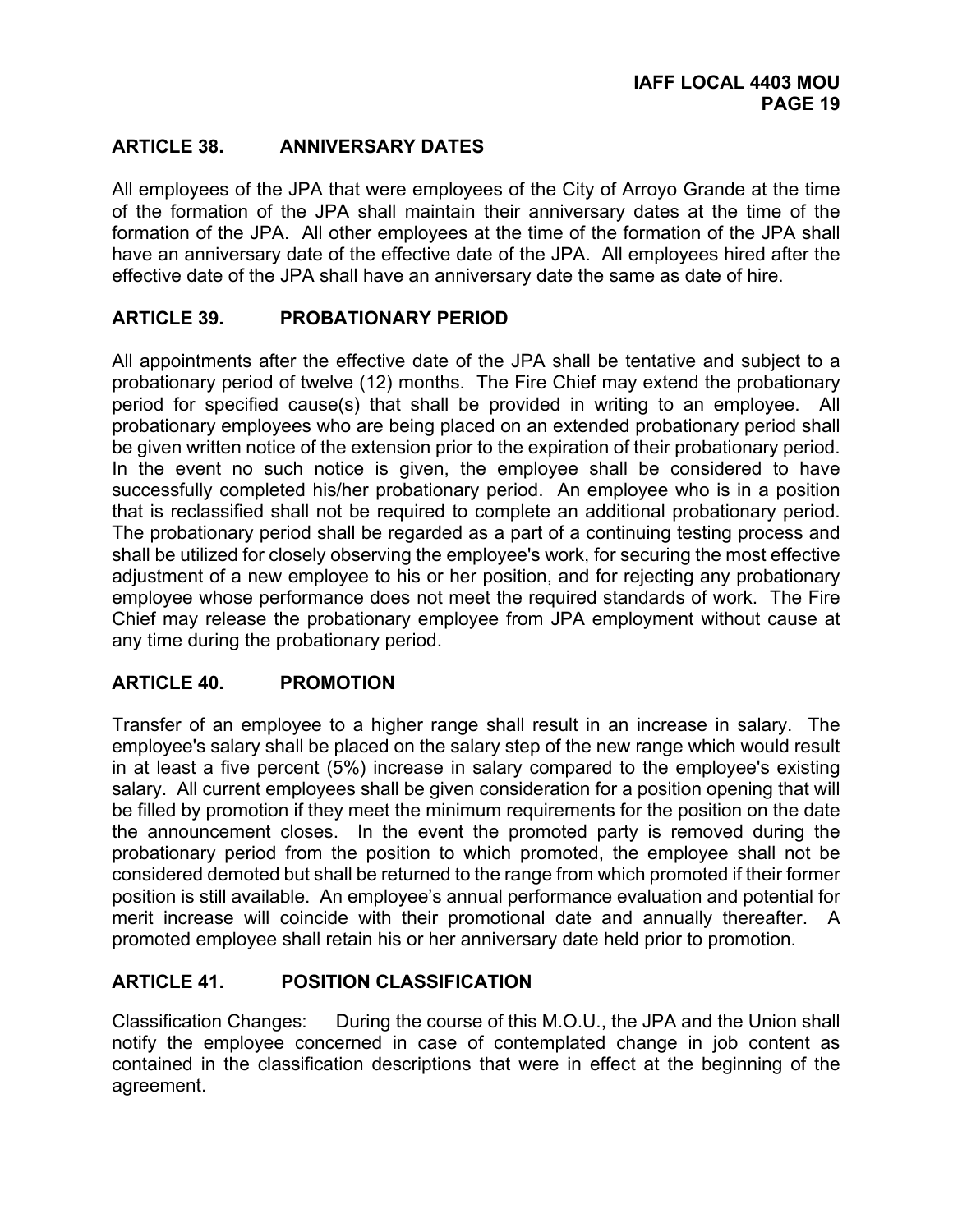## ARTICLE 38. ANNIVERSARY DATES

All employees of the JPA that were employees of the City of Arroyo Grande at the time of the formation of the JPA shall maintain their anniversary dates at the time of the formation of the JPA. All other employees at the time of the formation of the JPA shall have an anniversary date of the effective date of the JPA. All employees hired after the effective date of the JPA shall have an anniversary date the same as date of hire.

## ARTICLE 39. PROBATIONARY PERIOD

All appointments after the effective date of the JPA shall be tentative and subject to a probationary period of twelve (12) months. The Fire Chief may extend the probationary period for specified cause(s) that shall be provided in writing to an employee. All probationary employees who are being placed on an extended probationary period shall be given written notice of the extension prior to the expiration of their probationary period. In the event no such notice is given, the employee shall be considered to have successfully completed his/her probationary period. An employee who is in a position that is reclassified shall not be required to complete an additional probationary period. The probationary period shall be regarded as a part of a continuing testing process and shall be utilized for closely observing the employee's work, for securing the most effective adjustment of a new employee to his or her position, and for rejecting any probationary employee whose performance does not meet the required standards of work. The Fire Chief may release the probationary employee from JPA employment without cause at any time during the probationary period.

## ARTICLE 40. PROMOTION

Transfer of an employee to a higher range shall result in an increase in salary. The employee's salary shall be placed on the salary step of the new range which would result in at least a five percent (5%) increase in salary compared to the employee's existing salary. All current employees shall be given consideration for a position opening that will be filled by promotion if they meet the minimum requirements for the position on the date the announcement closes. In the event the promoted party is removed during the probationary period from the position to which promoted, the employee shall not be considered demoted but shall be returned to the range from which promoted if their former position is still available. An employee's annual performance evaluation and potential for merit increase will coincide with their promotional date and annually thereafter. A promoted employee shall retain his or her anniversary date held prior to promotion.

## ARTICLE 41. POSITION CLASSIFICATION

Classification Changes: During the course of this M.O.U., the JPA and the Union shall notify the employee concerned in case of contemplated change in job content as contained in the classification descriptions that were in effect at the beginning of the agreement.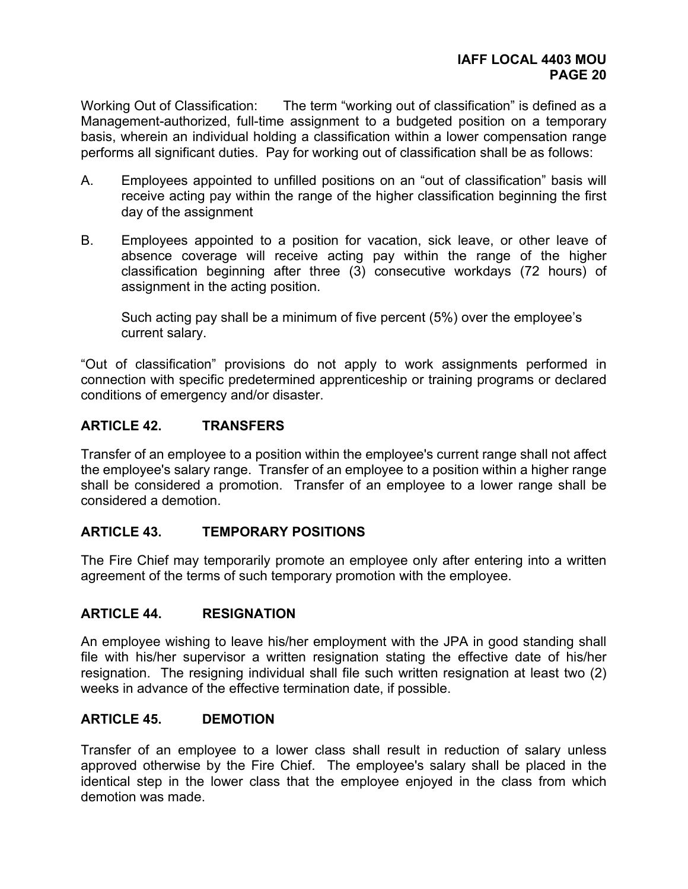Working Out of Classification: The term "working out of classification" is defined as a Management-authorized, full-time assignment to a budgeted position on a temporary basis, wherein an individual holding a classification within a lower compensation range performs all significant duties. Pay for working out of classification shall be as follows:

A. Employees appointed to unfilled positions on an "out of classification" basis will receive acting pay within the range of the higher classification beginning the first day of the assignment

B. Employees appointed to a position for vacation, sick leave, or other leave of absence coverage will receive acting pay within the range of the higher classification beginning after three (3) consecutive workdays (72 hours) of assignment in the acting position.

   Such acting pay shall be a minimum of five percent (5%) over the employee's current salary.

"Out of classification" provisions do not apply to work assignments performed in connection with specific predetermined apprenticeship or training programs or declared conditions of emergency and/or disaster.

## ARTICLE 42. TRANSFERS

Transfer of an employee to a position within the employee's current range shall not affect the employee's salary range. Transfer of an employee to a position within a higher range shall be considered a promotion. Transfer of an employee to a lower range shall be considered a demotion.

## ARTICLE 43. TEMPORARY POSITIONS

The Fire Chief may temporarily promote an employee only after entering into a written agreement of the terms of such temporary promotion with the employee.

## ARTICLE 44. RESIGNATION

An employee wishing to leave his/her employment with the JPA in good standing shall file with his/her supervisor a written resignation stating the effective date of his/her resignation. The resigning individual shall file such written resignation at least two (2) weeks in advance of the effective termination date, if possible.

## ARTICLE 45. DEMOTION

Transfer of an employee to a lower class shall result in reduction of salary unless approved otherwise by the Fire Chief. The employee's salary shall be placed in the identical step in the lower class that the employee enjoyed in the class from which demotion was made.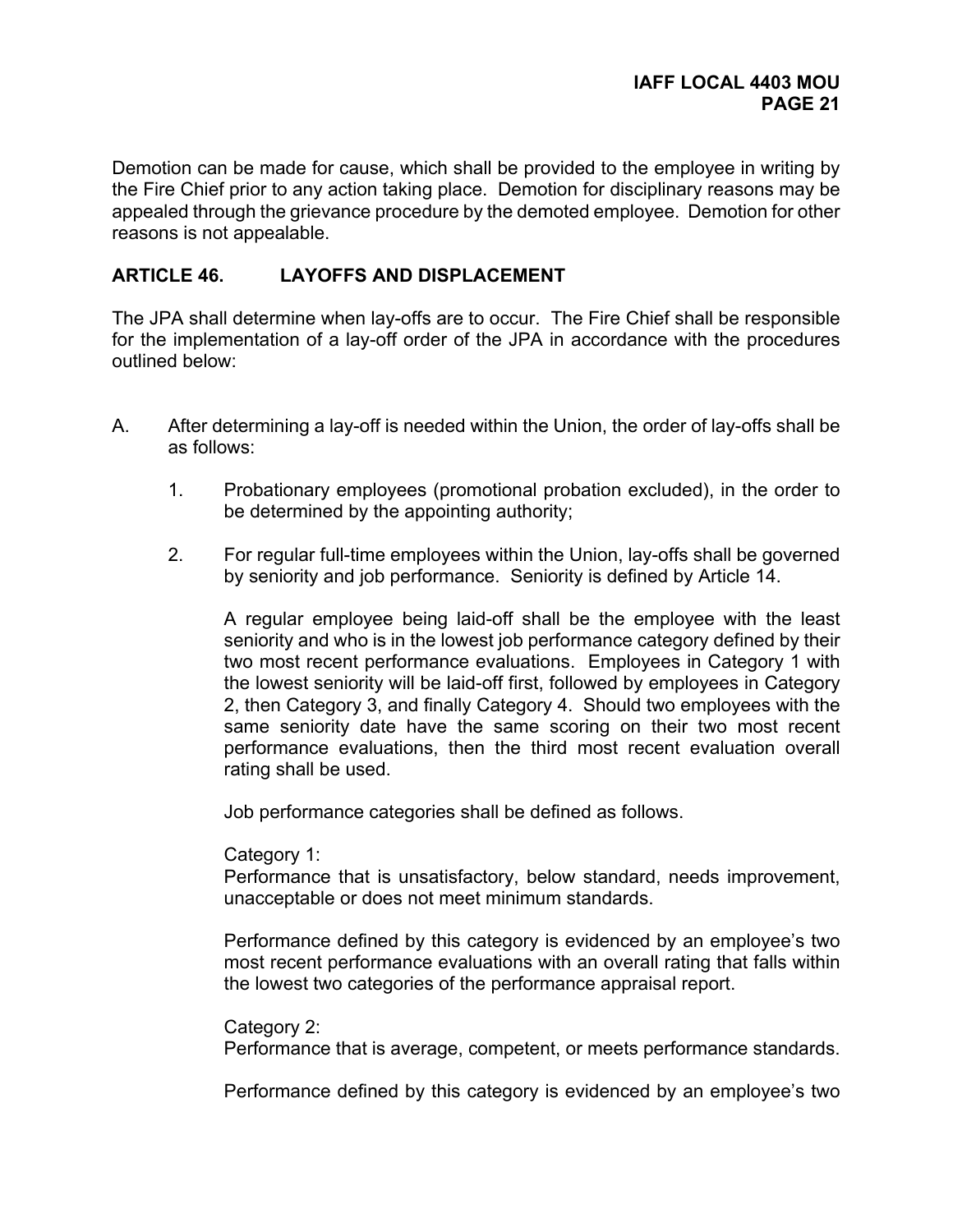Demotion can be made for cause, which shall be provided to the employee in writing by the Fire Chief prior to any action taking place. Demotion for disciplinary reasons may be appealed through the grievance procedure by the demoted employee. Demotion for other reasons is not appealable.

## ARTICLE 46. LAYOFFS AND DISPLACEMENT

The JPA shall determine when lay-offs are to occur. The Fire Chief shall be responsible for the implementation of a lay-off order of the JPA in accordance with the procedures outlined below:

A. After determining a lay-off is needed within the Union, the order of lay-offs shall be as follows:

   1. Probationary employees (promotional probation excluded), in the order to be determined by the appointing authority;

   2. For regular full-time employees within the Union, lay-offs shall be governed by seniority and job performance. Seniority is defined by Article 14.

      A regular employee being laid-off shall be the employee with the least seniority and who is in the lowest job performance category defined by their two most recent performance evaluations. Employees in Category 1 with the lowest seniority will be laid-off first, followed by employees in Category 2, then Category 3, and finally Category 4. Should two employees with the same seniority date have the same scoring on their two most recent performance evaluations, then the third most recent evaluation overall rating shall be used.

      Job performance categories shall be defined as follows.

      Category 1:
      Performance that is unsatisfactory, below standard, needs improvement, unacceptable or does not meet minimum standards.

      Performance defined by this category is evidenced by an employee's two most recent performance evaluations with an overall rating that falls within the lowest two categories of the performance appraisal report.

      Category 2:
      Performance that is average, competent, or meets performance standards.

      Performance defined by this category is evidenced by an employee's two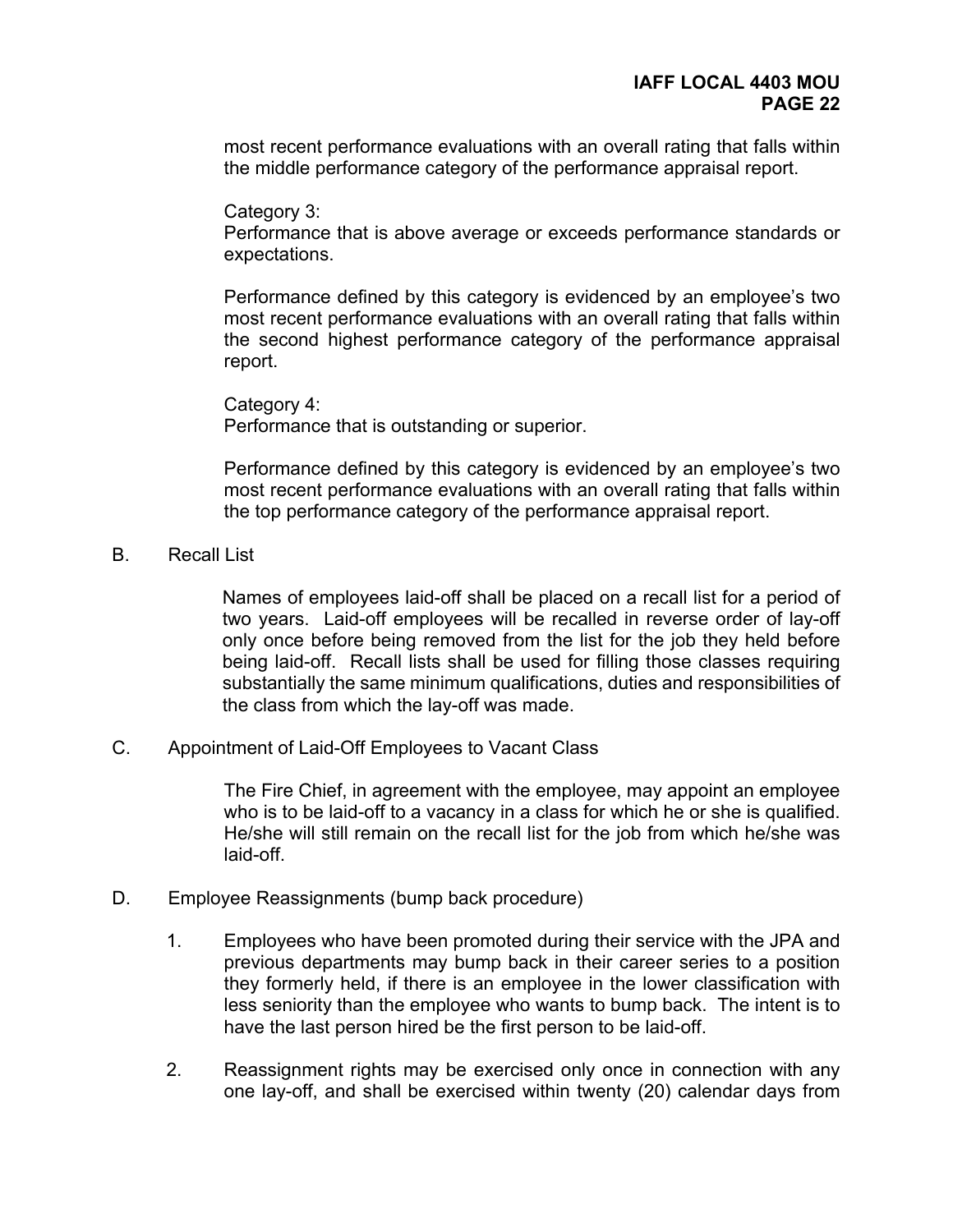most recent performance evaluations with an overall rating that falls within the middle performance category of the performance appraisal report.

Category 3:
Performance that is above average or exceeds performance standards or expectations.

Performance defined by this category is evidenced by an employee's two most recent performance evaluations with an overall rating that falls within the second highest performance category of the performance appraisal report.

Category 4:
Performance that is outstanding or superior.

Performance defined by this category is evidenced by an employee's two most recent performance evaluations with an overall rating that falls within the top performance category of the performance appraisal report.

B. Recall List

Names of employees laid-off shall be placed on a recall list for a period of two years. Laid-off employees will be recalled in reverse order of lay-off only once before being removed from the list for the job they held before being laid-off. Recall lists shall be used for filling those classes requiring substantially the same minimum qualifications, duties and responsibilities of the class from which the lay-off was made.

C. Appointment of Laid-Off Employees to Vacant Class

The Fire Chief, in agreement with the employee, may appoint an employee who is to be laid-off to a vacancy in a class for which he or she is qualified. He/she will still remain on the recall list for the job from which he/she was laid-off.

D. Employee Reassignments (bump back procedure)

1. Employees who have been promoted during their service with the JPA and previous departments may bump back in their career series to a position they formerly held, if there is an employee in the lower classification with less seniority than the employee who wants to bump back. The intent is to have the last person hired be the first person to be laid-off.

2. Reassignment rights may be exercised only once in connection with any one lay-off, and shall be exercised within twenty (20) calendar days from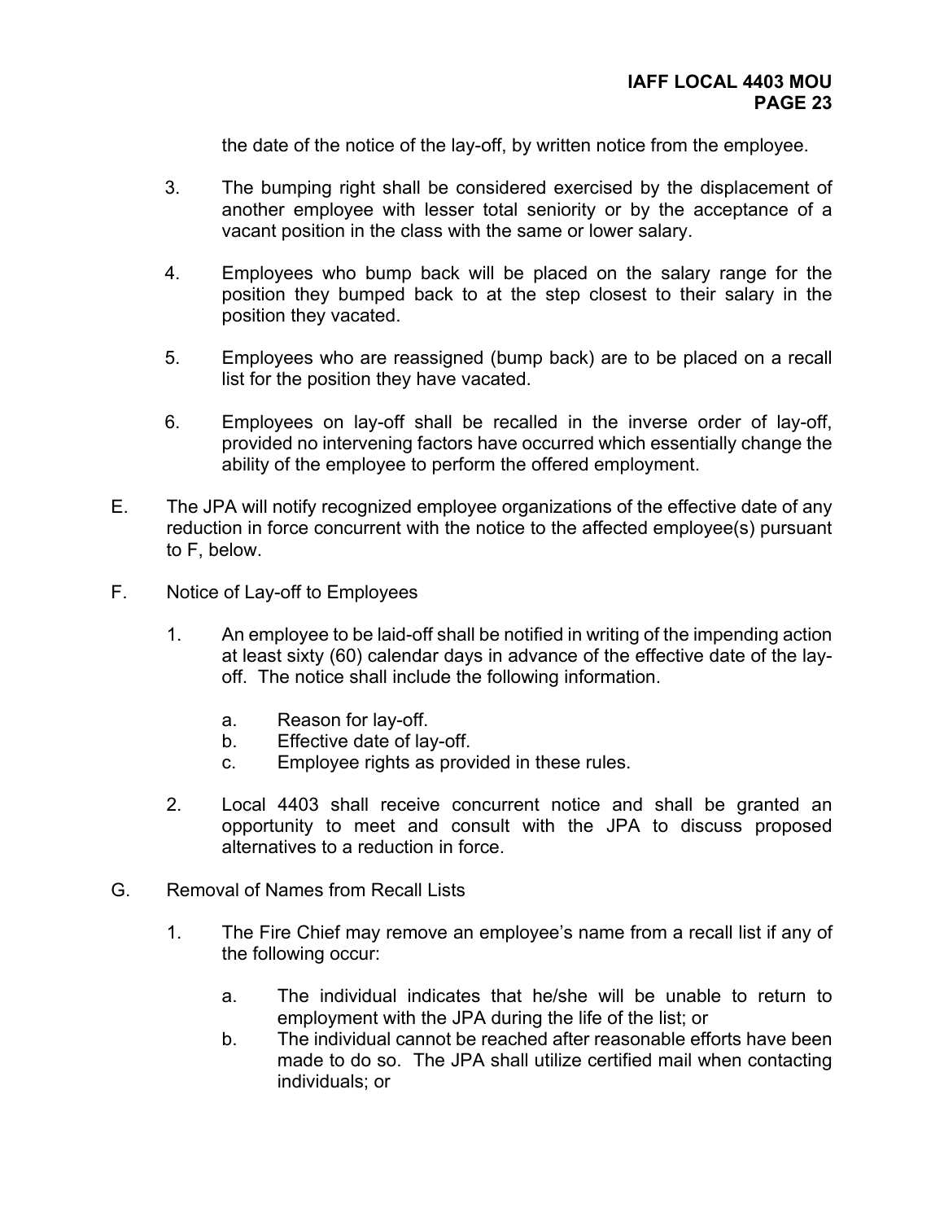the date of the notice of the lay-off, by written notice from the employee.

3. The bumping right shall be considered exercised by the displacement of another employee with lesser total seniority or by the acceptance of a vacant position in the class with the same or lower salary.

4. Employees who bump back will be placed on the salary range for the position they bumped back to at the step closest to their salary in the position they vacated.

5. Employees who are reassigned (bump back) are to be placed on a recall list for the position they have vacated.

6. Employees on lay-off shall be recalled in the inverse order of lay-off, provided no intervening factors have occurred which essentially change the ability of the employee to perform the offered employment.

E. The JPA will notify recognized employee organizations of the effective date of any reduction in force concurrent with the notice to the affected employee(s) pursuant to F, below.

F. Notice of Lay-off to Employees

1. An employee to be laid-off shall be notified in writing of the impending action at least sixty (60) calendar days in advance of the effective date of the lay-off. The notice shall include the following information.

   a. Reason for lay-off.
   b. Effective date of lay-off.
   c. Employee rights as provided in these rules.

2. Local 4403 shall receive concurrent notice and shall be granted an opportunity to meet and consult with the JPA to discuss proposed alternatives to a reduction in force.

G. Removal of Names from Recall Lists

1. The Fire Chief may remove an employee's name from a recall list if any of the following occur:

   a. The individual indicates that he/she will be unable to return to employment with the JPA during the life of the list; or
   b. The individual cannot be reached after reasonable efforts have been made to do so. The JPA shall utilize certified mail when contacting individuals; or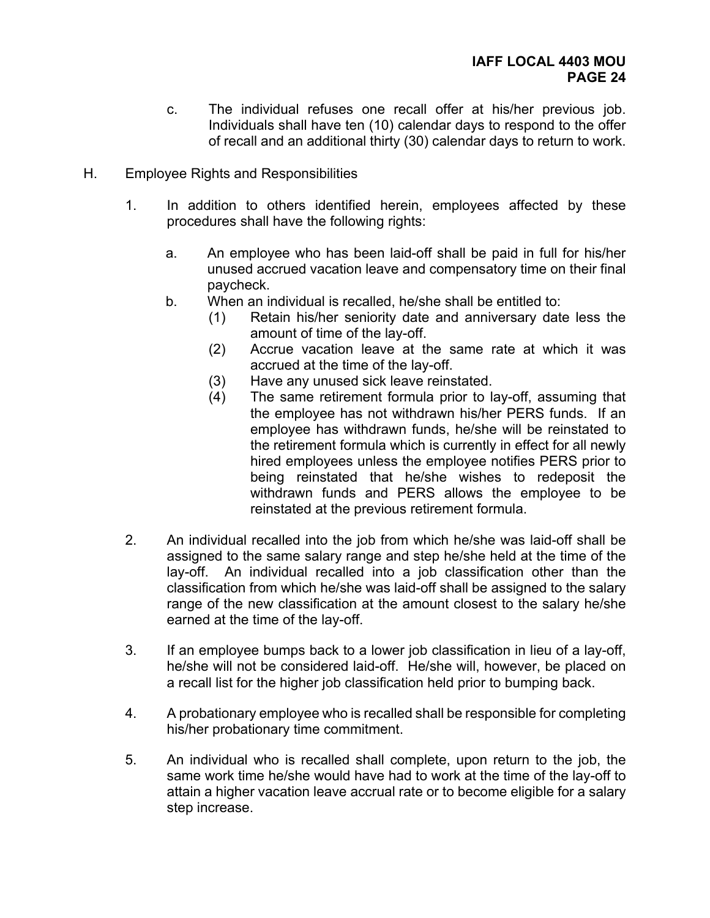c. The individual refuses one recall offer at his/her previous job. Individuals shall have ten (10) calendar days to respond to the offer of recall and an additional thirty (30) calendar days to return to work.

H. Employee Rights and Responsibilities

1. In addition to others identified herein, employees affected by these procedures shall have the following rights:

   a. An employee who has been laid-off shall be paid in full for his/her unused accrued vacation leave and compensatory time on their final paycheck.

   b. When an individual is recalled, he/she shall be entitled to:

      (1) Retain his/her seniority date and anniversary date less the amount of time of the lay-off.

      (2) Accrue vacation leave at the same rate at which it was accrued at the time of the lay-off.

      (3) Have any unused sick leave reinstated.

      (4) The same retirement formula prior to lay-off, assuming that the employee has not withdrawn his/her PERS funds. If an employee has withdrawn funds, he/she will be reinstated to the retirement formula which is currently in effect for all newly hired employees unless the employee notifies PERS prior to being reinstated that he/she wishes to redeposit the withdrawn funds and PERS allows the employee to be reinstated at the previous retirement formula.

2. An individual recalled into the job from which he/she was laid-off shall be assigned to the same salary range and step he/she held at the time of the lay-off. An individual recalled into a job classification other than the classification from which he/she was laid-off shall be assigned to the salary range of the new classification at the amount closest to the salary he/she earned at the time of the lay-off.

3. If an employee bumps back to a lower job classification in lieu of a lay-off, he/she will not be considered laid-off. He/she will, however, be placed on a recall list for the higher job classification held prior to bumping back.

4. A probationary employee who is recalled shall be responsible for completing his/her probationary time commitment.

5. An individual who is recalled shall complete, upon return to the job, the same work time he/she would have had to work at the time of the lay-off to attain a higher vacation leave accrual rate or to become eligible for a salary step increase.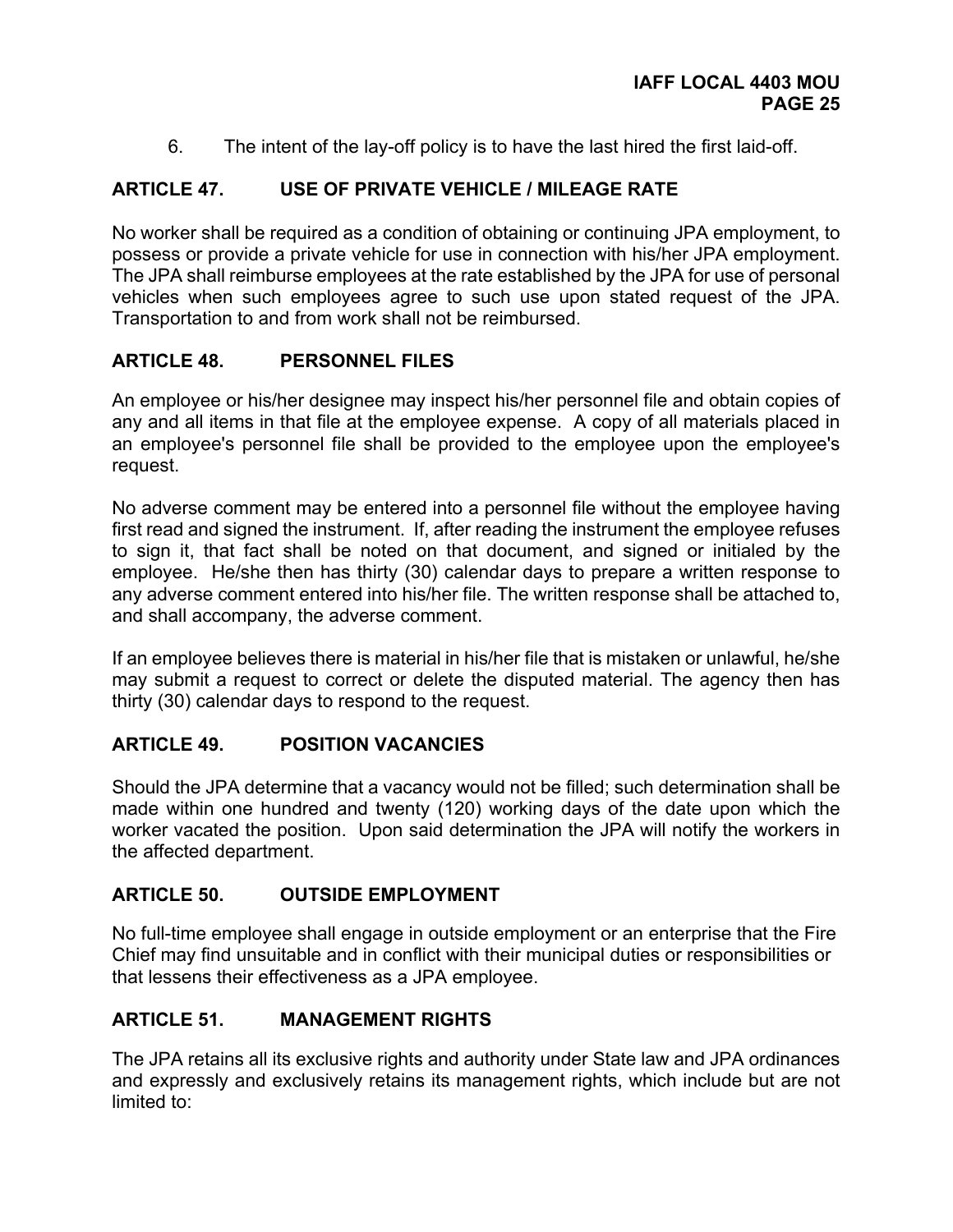6. The intent of the lay-off policy is to have the last hired the first laid-off.

## ARTICLE 47. USE OF PRIVATE VEHICLE / MILEAGE RATE

No worker shall be required as a condition of obtaining or continuing JPA employment, to possess or provide a private vehicle for use in connection with his/her JPA employment. The JPA shall reimburse employees at the rate established by the JPA for use of personal vehicles when such employees agree to such use upon stated request of the JPA. Transportation to and from work shall not be reimbursed.

## ARTICLE 48. PERSONNEL FILES

An employee or his/her designee may inspect his/her personnel file and obtain copies of any and all items in that file at the employee expense. A copy of all materials placed in an employee's personnel file shall be provided to the employee upon the employee's request.

No adverse comment may be entered into a personnel file without the employee having first read and signed the instrument. If, after reading the instrument the employee refuses to sign it, that fact shall be noted on that document, and signed or initialed by the employee. He/she then has thirty (30) calendar days to prepare a written response to any adverse comment entered into his/her file. The written response shall be attached to, and shall accompany, the adverse comment.

If an employee believes there is material in his/her file that is mistaken or unlawful, he/she may submit a request to correct or delete the disputed material. The agency then has thirty (30) calendar days to respond to the request.

## ARTICLE 49. POSITION VACANCIES

Should the JPA determine that a vacancy would not be filled; such determination shall be made within one hundred and twenty (120) working days of the date upon which the worker vacated the position. Upon said determination the JPA will notify the workers in the affected department.

## ARTICLE 50. OUTSIDE EMPLOYMENT

No full-time employee shall engage in outside employment or an enterprise that the Fire Chief may find unsuitable and in conflict with their municipal duties or responsibilities or that lessens their effectiveness as a JPA employee.

## ARTICLE 51. MANAGEMENT RIGHTS

The JPA retains all its exclusive rights and authority under State law and JPA ordinances and expressly and exclusively retains its management rights, which include but are not limited to: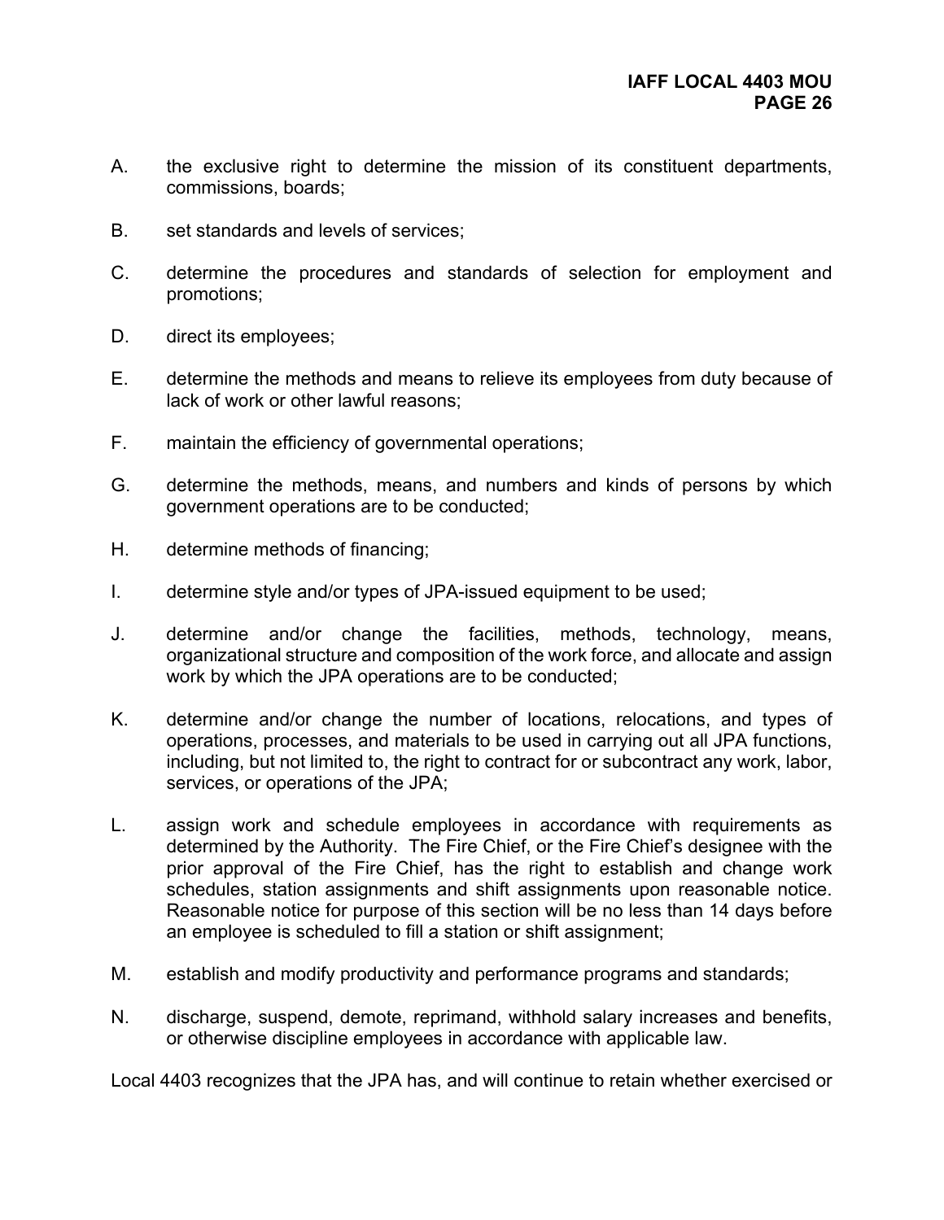A. the exclusive right to determine the mission of its constituent departments, commissions, boards;

B. set standards and levels of services;

C. determine the procedures and standards of selection for employment and promotions;

D. direct its employees;

E. determine the methods and means to relieve its employees from duty because of lack of work or other lawful reasons;

F. maintain the efficiency of governmental operations;

G. determine the methods, means, and numbers and kinds of persons by which government operations are to be conducted;

H. determine methods of financing;

I. determine style and/or types of JPA-issued equipment to be used;

J. determine and/or change the facilities, methods, technology, means, organizational structure and composition of the work force, and allocate and assign work by which the JPA operations are to be conducted;

K. determine and/or change the number of locations, relocations, and types of operations, processes, and materials to be used in carrying out all JPA functions, including, but not limited to, the right to contract for or subcontract any work, labor, services, or operations of the JPA;

L. assign work and schedule employees in accordance with requirements as determined by the Authority. The Fire Chief, or the Fire Chief's designee with the prior approval of the Fire Chief, has the right to establish and change work schedules, station assignments and shift assignments upon reasonable notice. Reasonable notice for purpose of this section will be no less than 14 days before an employee is scheduled to fill a station or shift assignment;

M. establish and modify productivity and performance programs and standards;

N. discharge, suspend, demote, reprimand, withhold salary increases and benefits, or otherwise discipline employees in accordance with applicable law.

Local 4403 recognizes that the JPA has, and will continue to retain whether exercised or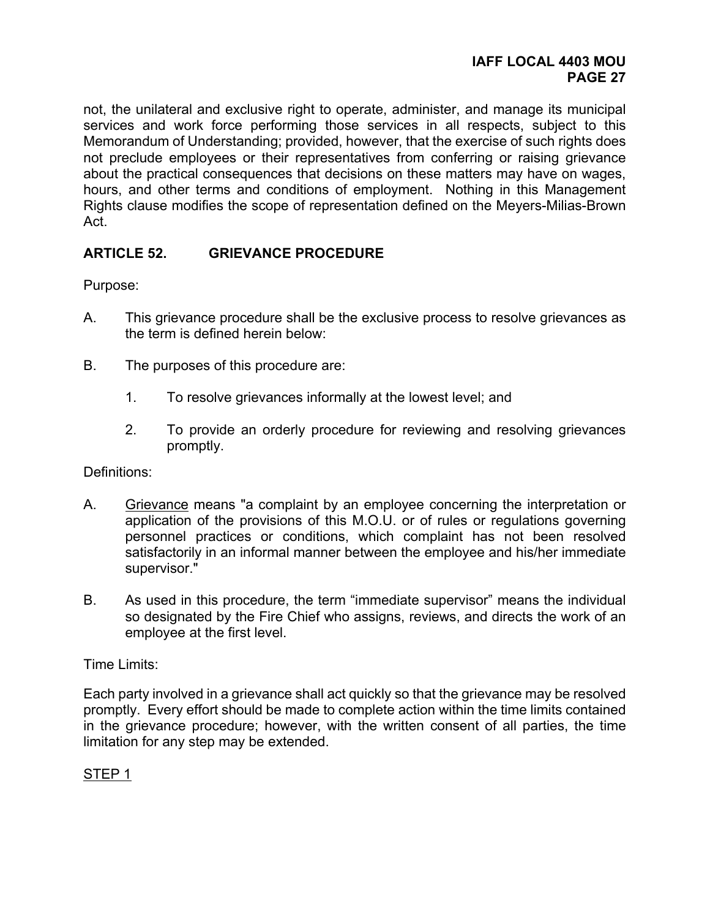not, the unilateral and exclusive right to operate, administer, and manage its municipal services and work force performing those services in all respects, subject to this Memorandum of Understanding; provided, however, that the exercise of such rights does not preclude employees or their representatives from conferring or raising grievance about the practical consequences that decisions on these matters may have on wages, hours, and other terms and conditions of employment. Nothing in this Management Rights clause modifies the scope of representation defined on the Meyers-Milias-Brown Act.

## ARTICLE 52. GRIEVANCE PROCEDURE

Purpose:

A. This grievance procedure shall be the exclusive process to resolve grievances as the term is defined herein below:

B. The purposes of this procedure are:

   1. To resolve grievances informally at the lowest level; and

   2. To provide an orderly procedure for reviewing and resolving grievances promptly.

Definitions:

A. Grievance means "a complaint by an employee concerning the interpretation or application of the provisions of this M.O.U. or of rules or regulations governing personnel practices or conditions, which complaint has not been resolved satisfactorily in an informal manner between the employee and his/her immediate supervisor."

B. As used in this procedure, the term "immediate supervisor" means the individual so designated by the Fire Chief who assigns, reviews, and directs the work of an employee at the first level.

Time Limits:

Each party involved in a grievance shall act quickly so that the grievance may be resolved promptly. Every effort should be made to complete action within the time limits contained in the grievance procedure; however, with the written consent of all parties, the time limitation for any step may be extended.

STEP 1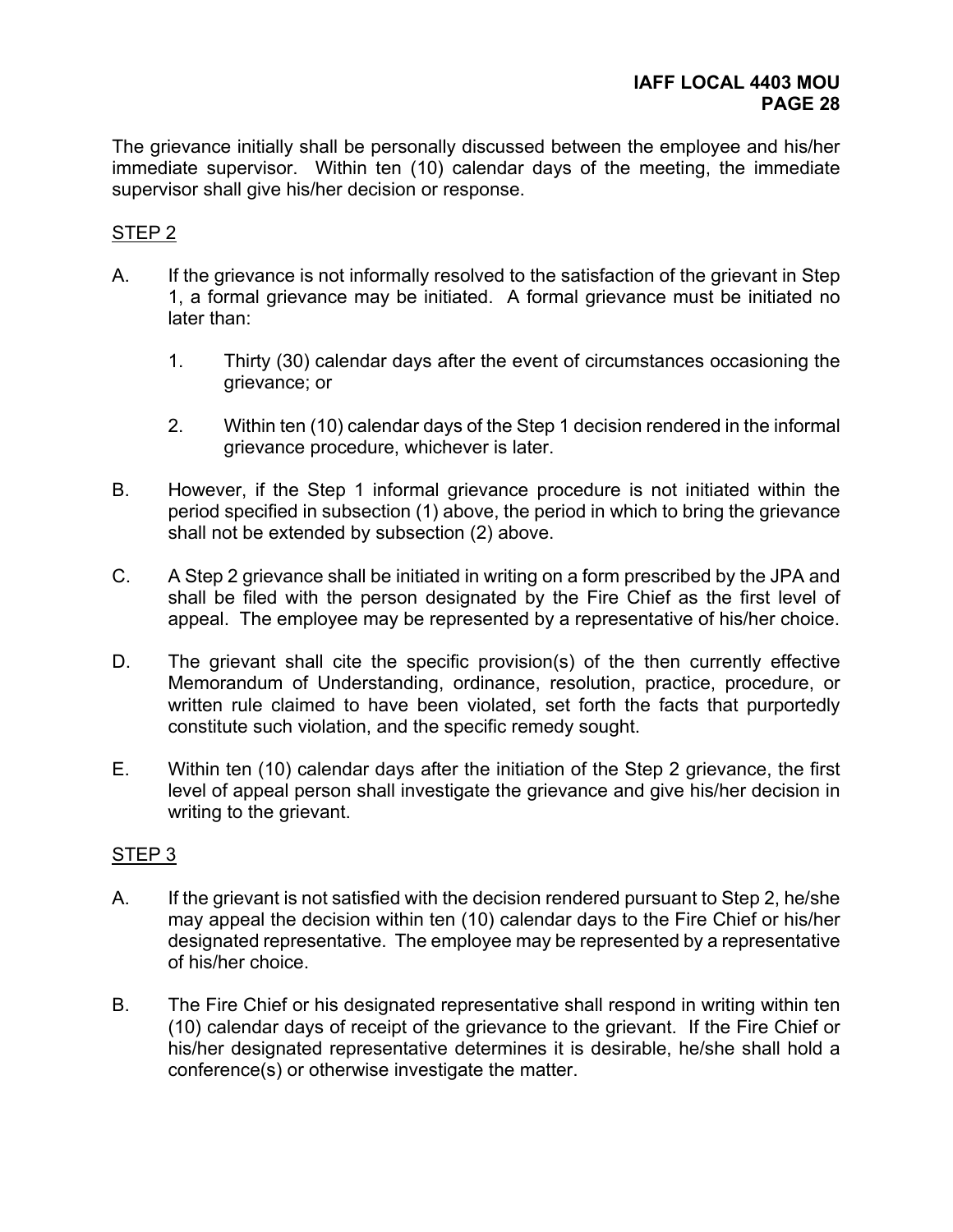The grievance initially shall be personally discussed between the employee and his/her immediate supervisor. Within ten (10) calendar days of the meeting, the immediate supervisor shall give his/her decision or response.

STEP 2

A. If the grievance is not informally resolved to the satisfaction of the grievant in Step 1, a formal grievance may be initiated. A formal grievance must be initiated no later than:

   1. Thirty (30) calendar days after the event of circumstances occasioning the grievance; or

   2. Within ten (10) calendar days of the Step 1 decision rendered in the informal grievance procedure, whichever is later.

B. However, if the Step 1 informal grievance procedure is not initiated within the period specified in subsection (1) above, the period in which to bring the grievance shall not be extended by subsection (2) above.

C. A Step 2 grievance shall be initiated in writing on a form prescribed by the JPA and shall be filed with the person designated by the Fire Chief as the first level of appeal. The employee may be represented by a representative of his/her choice.

D. The grievant shall cite the specific provision(s) of the then currently effective Memorandum of Understanding, ordinance, resolution, practice, procedure, or written rule claimed to have been violated, set forth the facts that purportedly constitute such violation, and the specific remedy sought.

E. Within ten (10) calendar days after the initiation of the Step 2 grievance, the first level of appeal person shall investigate the grievance and give his/her decision in writing to the grievant.

STEP 3

A. If the grievant is not satisfied with the decision rendered pursuant to Step 2, he/she may appeal the decision within ten (10) calendar days to the Fire Chief or his/her designated representative. The employee may be represented by a representative of his/her choice.

B. The Fire Chief or his designated representative shall respond in writing within ten (10) calendar days of receipt of the grievance to the grievant. If the Fire Chief or his/her designated representative determines it is desirable, he/she shall hold a conference(s) or otherwise investigate the matter.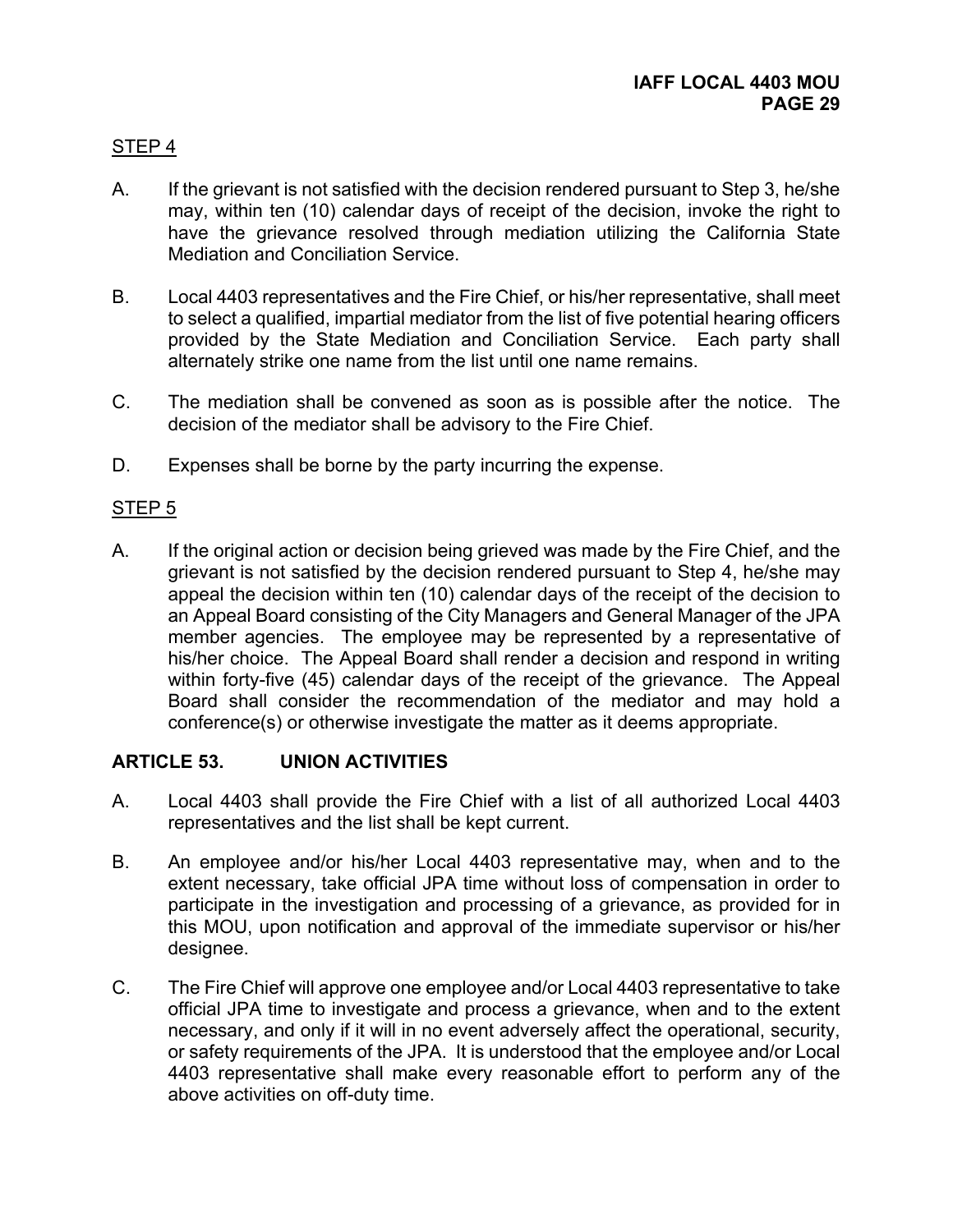STEP 4

A. If the grievant is not satisfied with the decision rendered pursuant to Step 3, he/she may, within ten (10) calendar days of receipt of the decision, invoke the right to have the grievance resolved through mediation utilizing the California State Mediation and Conciliation Service.

B. Local 4403 representatives and the Fire Chief, or his/her representative, shall meet to select a qualified, impartial mediator from the list of five potential hearing officers provided by the State Mediation and Conciliation Service. Each party shall alternately strike one name from the list until one name remains.

C. The mediation shall be convened as soon as is possible after the notice. The decision of the mediator shall be advisory to the Fire Chief.

D. Expenses shall be borne by the party incurring the expense.

STEP 5

A. If the original action or decision being grieved was made by the Fire Chief, and the grievant is not satisfied by the decision rendered pursuant to Step 4, he/she may appeal the decision within ten (10) calendar days of the receipt of the decision to an Appeal Board consisting of the City Managers and General Manager of the JPA member agencies. The employee may be represented by a representative of his/her choice. The Appeal Board shall render a decision and respond in writing within forty-five (45) calendar days of the receipt of the grievance. The Appeal Board shall consider the recommendation of the mediator and may hold a conference(s) or otherwise investigate the matter as it deems appropriate.

## ARTICLE 53. UNION ACTIVITIES

A. Local 4403 shall provide the Fire Chief with a list of all authorized Local 4403 representatives and the list shall be kept current.

B. An employee and/or his/her Local 4403 representative may, when and to the extent necessary, take official JPA time without loss of compensation in order to participate in the investigation and processing of a grievance, as provided for in this MOU, upon notification and approval of the immediate supervisor or his/her designee.

C. The Fire Chief will approve one employee and/or Local 4403 representative to take official JPA time to investigate and process a grievance, when and to the extent necessary, and only if it will in no event adversely affect the operational, security, or safety requirements of the JPA. It is understood that the employee and/or Local 4403 representative shall make every reasonable effort to perform any of the above activities on off-duty time.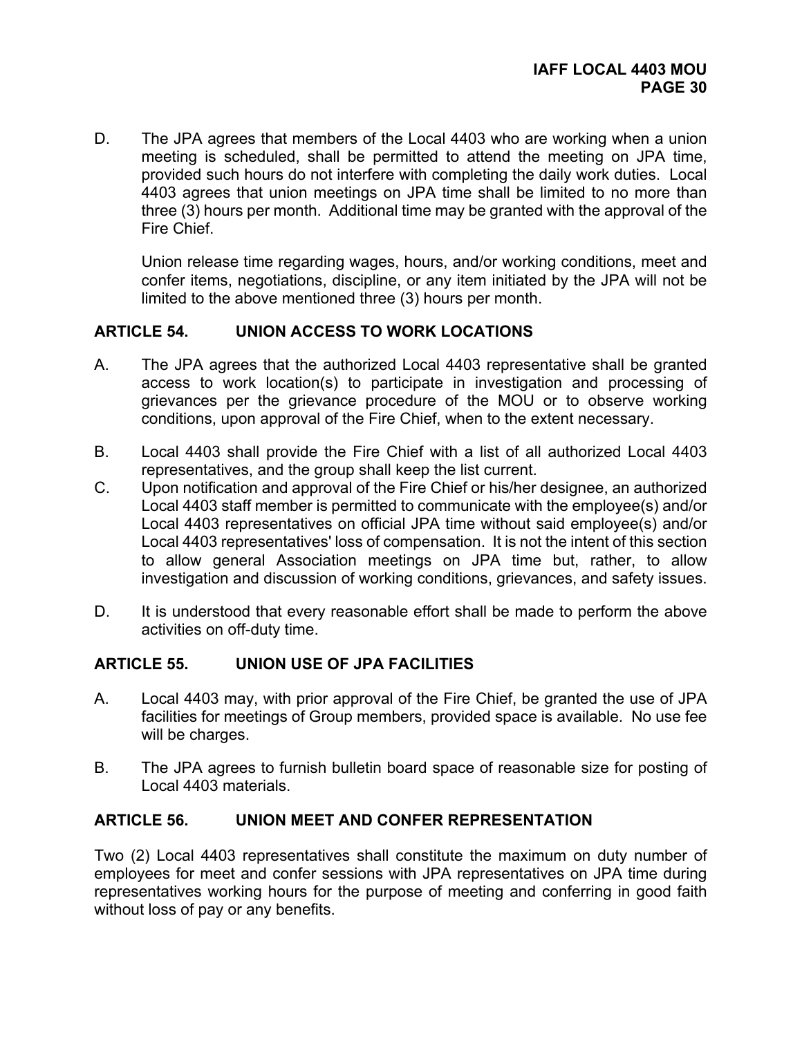D. The JPA agrees that members of the Local 4403 who are working when a union meeting is scheduled, shall be permitted to attend the meeting on JPA time, provided such hours do not interfere with completing the daily work duties. Local 4403 agrees that union meetings on JPA time shall be limited to no more than three (3) hours per month. Additional time may be granted with the approval of the Fire Chief.

   Union release time regarding wages, hours, and/or working conditions, meet and confer items, negotiations, discipline, or any item initiated by the JPA will not be limited to the above mentioned three (3) hours per month.

## ARTICLE 54. UNION ACCESS TO WORK LOCATIONS

A. The JPA agrees that the authorized Local 4403 representative shall be granted access to work location(s) to participate in investigation and processing of grievances per the grievance procedure of the MOU or to observe working conditions, upon approval of the Fire Chief, when to the extent necessary.

B. Local 4403 shall provide the Fire Chief with a list of all authorized Local 4403 representatives, and the group shall keep the list current.

C. Upon notification and approval of the Fire Chief or his/her designee, an authorized Local 4403 staff member is permitted to communicate with the employee(s) and/or Local 4403 representatives on official JPA time without said employee(s) and/or Local 4403 representatives' loss of compensation. It is not the intent of this section to allow general Association meetings on JPA time but, rather, to allow investigation and discussion of working conditions, grievances, and safety issues.

D. It is understood that every reasonable effort shall be made to perform the above activities on off-duty time.

## ARTICLE 55. UNION USE OF JPA FACILITIES

A. Local 4403 may, with prior approval of the Fire Chief, be granted the use of JPA facilities for meetings of Group members, provided space is available. No use fee will be charges.

B. The JPA agrees to furnish bulletin board space of reasonable size for posting of Local 4403 materials.

## ARTICLE 56. UNION MEET AND CONFER REPRESENTATION

Two (2) Local 4403 representatives shall constitute the maximum on duty number of employees for meet and confer sessions with JPA representatives on JPA time during representatives working hours for the purpose of meeting and conferring in good faith without loss of pay or any benefits.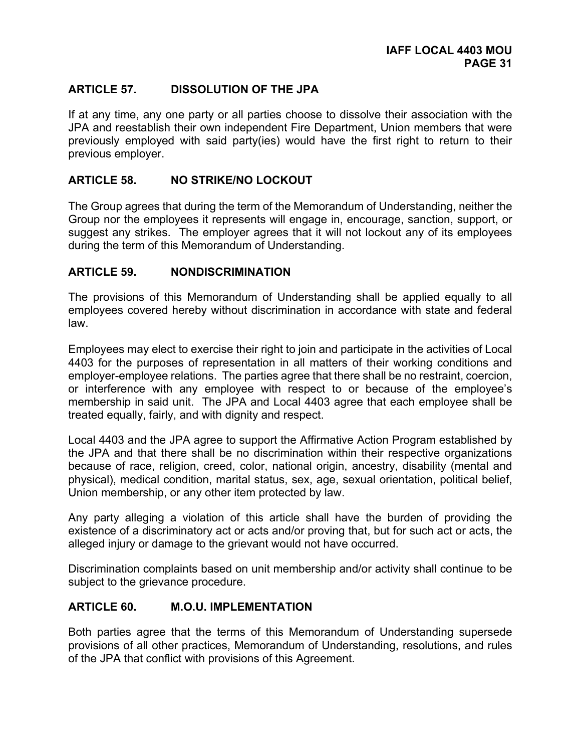## ARTICLE 57. DISSOLUTION OF THE JPA

If at any time, any one party or all parties choose to dissolve their association with the JPA and reestablish their own independent Fire Department, Union members that were previously employed with said party(ies) would have the first right to return to their previous employer.

## ARTICLE 58. NO STRIKE/NO LOCKOUT

The Group agrees that during the term of the Memorandum of Understanding, neither the Group nor the employees it represents will engage in, encourage, sanction, support, or suggest any strikes. The employer agrees that it will not lockout any of its employees during the term of this Memorandum of Understanding.

## ARTICLE 59. NONDISCRIMINATION

The provisions of this Memorandum of Understanding shall be applied equally to all employees covered hereby without discrimination in accordance with state and federal law.

Employees may elect to exercise their right to join and participate in the activities of Local 4403 for the purposes of representation in all matters of their working conditions and employer-employee relations. The parties agree that there shall be no restraint, coercion, or interference with any employee with respect to or because of the employee's membership in said unit. The JPA and Local 4403 agree that each employee shall be treated equally, fairly, and with dignity and respect.

Local 4403 and the JPA agree to support the Affirmative Action Program established by the JPA and that there shall be no discrimination within their respective organizations because of race, religion, creed, color, national origin, ancestry, disability (mental and physical), medical condition, marital status, sex, age, sexual orientation, political belief, Union membership, or any other item protected by law.

Any party alleging a violation of this article shall have the burden of providing the existence of a discriminatory act or acts and/or proving that, but for such act or acts, the alleged injury or damage to the grievant would not have occurred.

Discrimination complaints based on unit membership and/or activity shall continue to be subject to the grievance procedure.

## ARTICLE 60. M.O.U. IMPLEMENTATION

Both parties agree that the terms of this Memorandum of Understanding supersede provisions of all other practices, Memorandum of Understanding, resolutions, and rules of the JPA that conflict with provisions of this Agreement.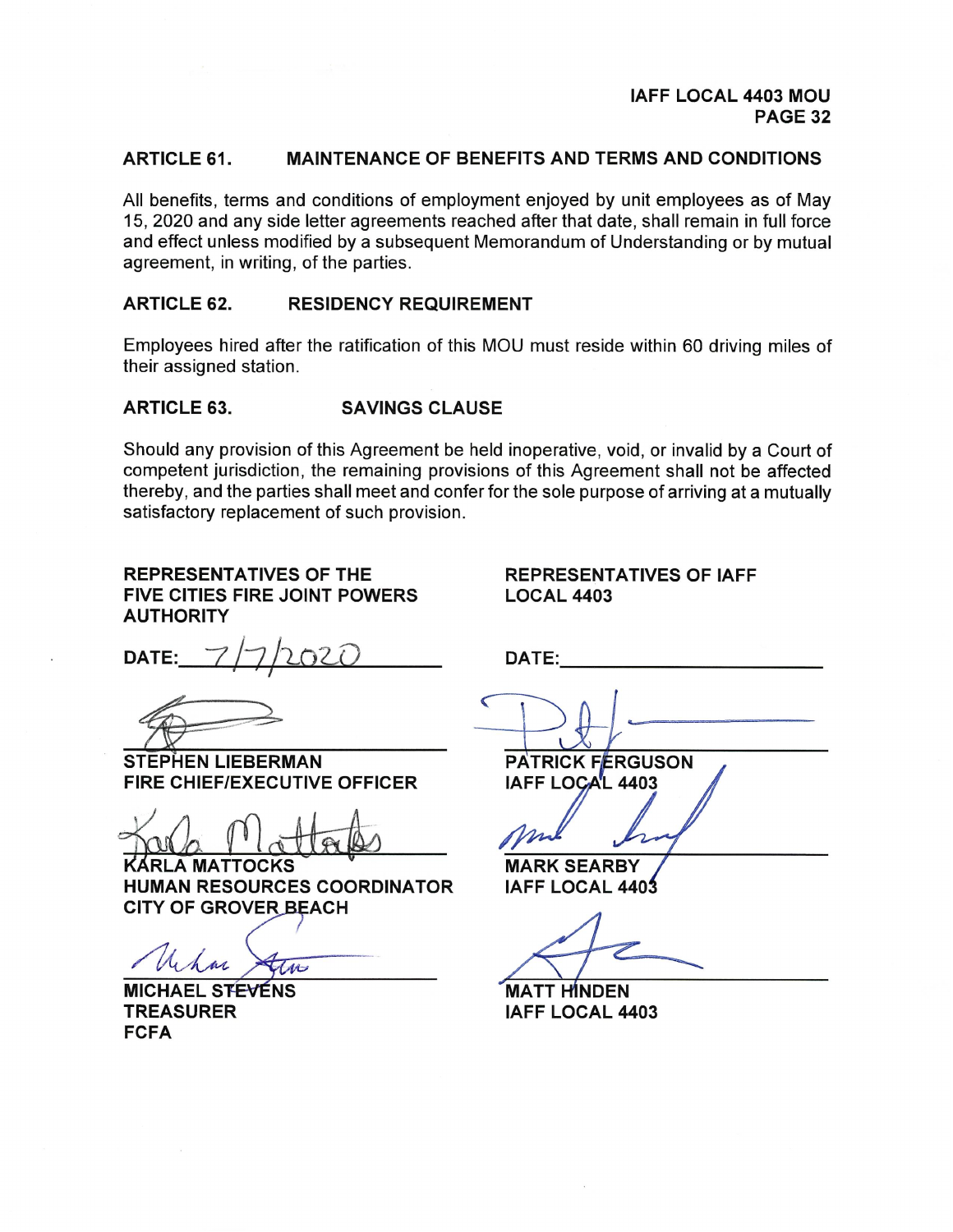## ARTICLE 61. MAINTENANCE OF BENEFITS AND TERMS AND CONDITIONS

All benefits, terms and conditions of employment enjoyed by unit employees as of May 15, 2020 and any side letter agreements reached after that date, shall remain in full force and effect unless modified by a subsequent Memorandum of Understanding or by mutual agreement, in writing, of the parties.

## ARTICLE 62. RESIDENCY REQUIREMENT

Employees hired after the ratification of this MOU must reside within 60 driving miles of their assigned station.

## ARTICLE 63. SAVINGS CLAUSE

Should any provision of this Agreement be held inoperative, void, or invalid by a Court of competent jurisdiction, the remaining provisions of this Agreement shall not be affected thereby, and the parties shall meet and confer for the sole purpose of arriving at a mutually satisfactory replacement of such provision.

| **REPRESENTATIVES OF THE FIVE CITIES FIRE JOINT POWERS AUTHORITY** | **REPRESENTATIVES OF IAFF LOCAL 4403** |
|---|---|
| **DATE:** 7/7/2020 | **DATE:** |
| **STEPHEN LIEBERMAN**<br>**FIRE CHIEF/EXECUTIVE OFFICER** | **PATRICK FERGUSON**<br>**IAFF LOCAL 4403** |
| **KARLA MATTOCKS**<br>**HUMAN RESOURCES COORDINATOR**<br>**CITY OF GROVER BEACH** | **MARK SEARBY**<br>**IAFF LOCAL 4403** |
| **MICHAEL STEVENS**<br>**TREASURER**<br>**FCFA** | **MATT HINDEN**<br>**IAFF LOCAL 4403** |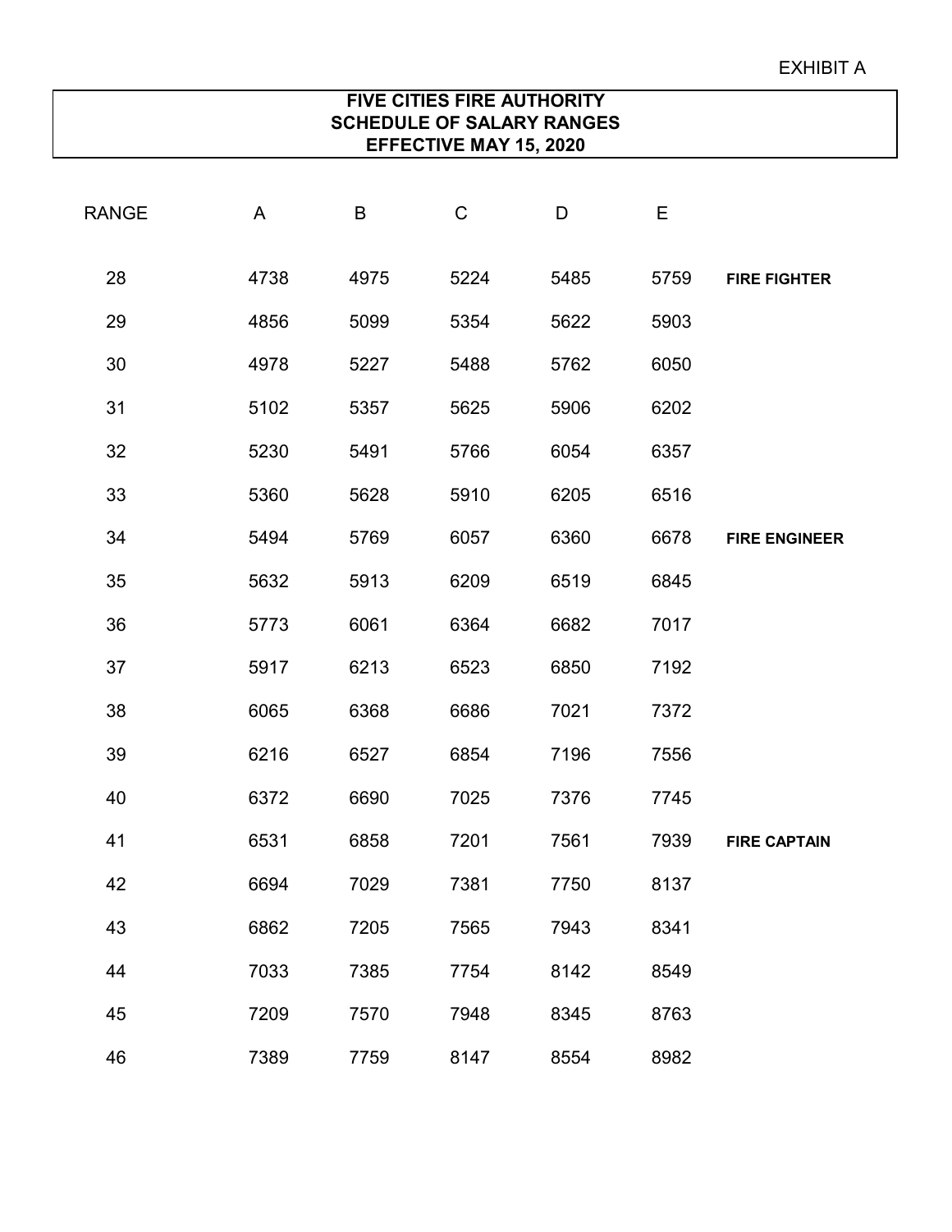EXHIBIT A

**FIVE CITIES FIRE AUTHORITY**
**SCHEDULE OF SALARY RANGES**
**EFFECTIVE MAY 15, 2020**

| RANGE | A | B | C | D | E | |
|---|---|---|---|---|---|---|
| 28 | 4738 | 4975 | 5224 | 5485 | 5759 | **FIRE FIGHTER** |
| 29 | 4856 | 5099 | 5354 | 5622 | 5903 | |
| 30 | 4978 | 5227 | 5488 | 5762 | 6050 | |
| 31 | 5102 | 5357 | 5625 | 5906 | 6202 | |
| 32 | 5230 | 5491 | 5766 | 6054 | 6357 | |
| 33 | 5360 | 5628 | 5910 | 6205 | 6516 | |
| 34 | 5494 | 5769 | 6057 | 6360 | 6678 | **FIRE ENGINEER** |
| 35 | 5632 | 5913 | 6209 | 6519 | 6845 | |
| 36 | 5773 | 6061 | 6364 | 6682 | 7017 | |
| 37 | 5917 | 6213 | 6523 | 6850 | 7192 | |
| 38 | 6065 | 6368 | 6686 | 7021 | 7372 | |
| 39 | 6216 | 6527 | 6854 | 7196 | 7556 | |
| 40 | 6372 | 6690 | 7025 | 7376 | 7745 | |
| 41 | 6531 | 6858 | 7201 | 7561 | 7939 | **FIRE CAPTAIN** |
| 42 | 6694 | 7029 | 7381 | 7750 | 8137 | |
| 43 | 6862 | 7205 | 7565 | 7943 | 8341 | |
| 44 | 7033 | 7385 | 7754 | 8142 | 8549 | |
| 45 | 7209 | 7570 | 7948 | 8345 | 8763 | |
| 46 | 7389 | 7759 | 8147 | 8554 | 8982 | |